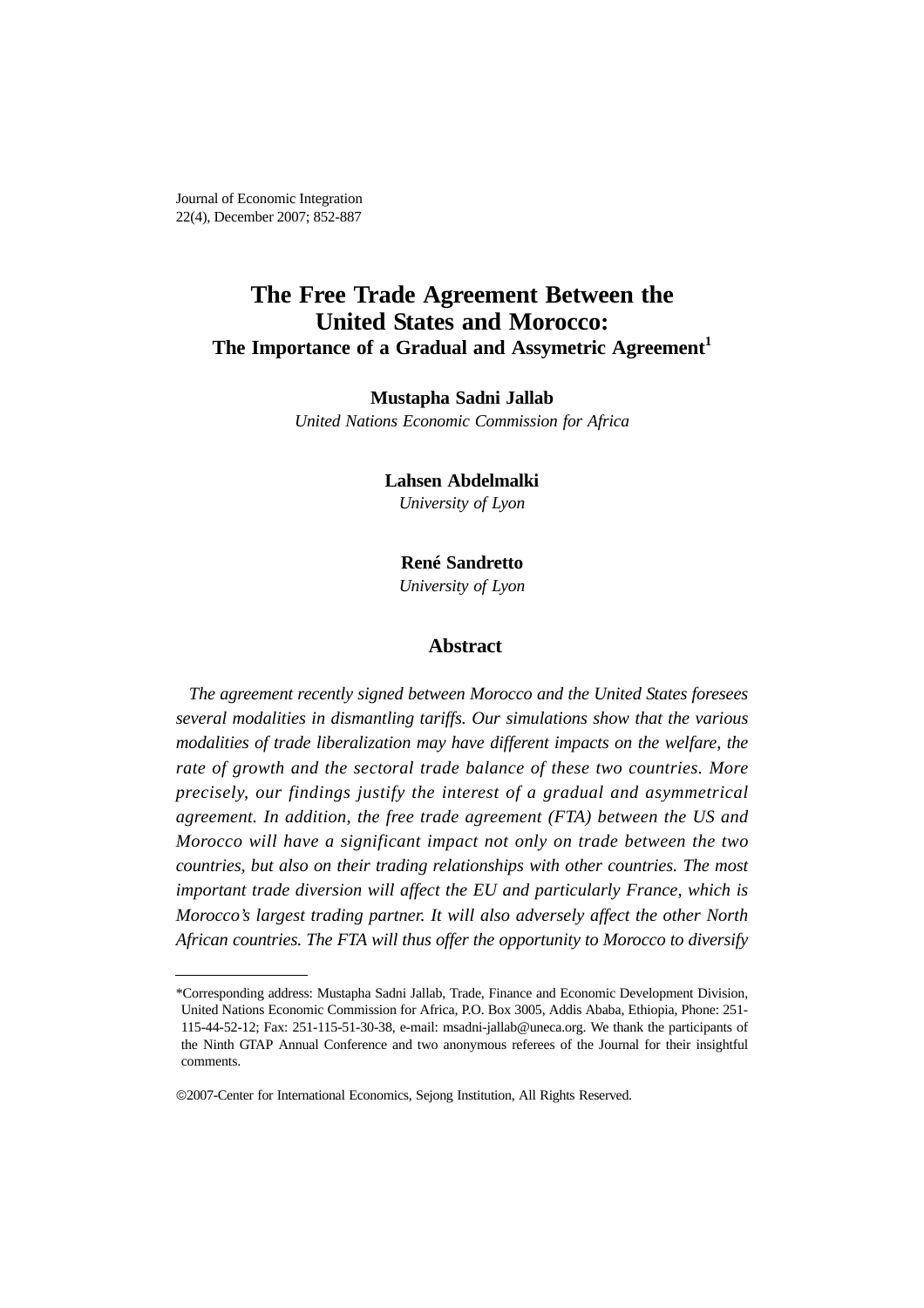# The Free Trade Agreement Between the United States and Morocco: The Importance of a Gradual and Assymetric Agreement[1]

**Mustapha Sadni Jallab**
*United Nations Economic Commission for Africa*

**Lahsen Abdelmalki**
*University of Lyon*

**René Sandretto**
*University of Lyon*

## Abstract

*The agreement recently signed between Morocco and the United States foresees several modalities in dismantling tariffs. Our simulations show that the various modalities of trade liberalization may have different impacts on the welfare, the rate of growth and the sectoral trade balance of these two countries. More precisely, our findings justify the interest of a gradual and asymmetrical agreement. In addition, the free trade agreement (FTA) between the US and Morocco will have a significant impact not only on trade between the two countries, but also on their trading relationships with other countries. The most important trade diversion will affect the EU and particularly France, which is Morocco's largest trading partner. It will also adversely affect the other North African countries. The FTA will thus offer the opportunity to Morocco to diversify*

---

*Corresponding address: Mustapha Sadni Jallab, Trade, Finance and Economic Development Division, United Nations Economic Commission for Africa, P.O. Box 3005, Addis Ababa, Ethiopia, Phone: 251-115-44-52-12; Fax: 251-115-51-30-38, e-mail: msadni-jallab@uneca.org. We thank the participants of the Ninth GTAP Annual Conference and two anonymous referees of the Journal for their insightful comments.

©2007-Center for International Economics, Sejong Institution, All Rights Reserved.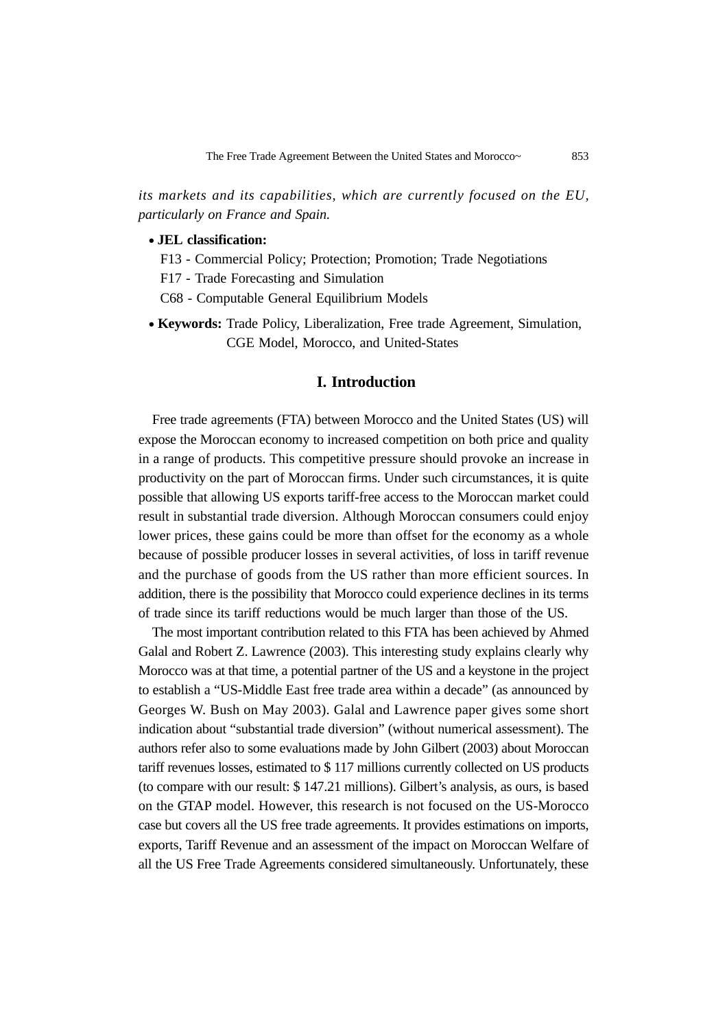*its markets and its capabilities, which are currently focused on the EU, particularly on France and Spain.*

- **JEL classification:**
  F13 - Commercial Policy; Protection; Promotion; Trade Negotiations
  F17 - Trade Forecasting and Simulation
  C68 - Computable General Equilibrium Models
- **Keywords:** Trade Policy, Liberalization, Free trade Agreement, Simulation, CGE Model, Morocco, and United-States

## I. Introduction

Free trade agreements (FTA) between Morocco and the United States (US) will expose the Moroccan economy to increased competition on both price and quality in a range of products. This competitive pressure should provoke an increase in productivity on the part of Moroccan firms. Under such circumstances, it is quite possible that allowing US exports tariff-free access to the Moroccan market could result in substantial trade diversion. Although Moroccan consumers could enjoy lower prices, these gains could be more than offset for the economy as a whole because of possible producer losses in several activities, of loss in tariff revenue and the purchase of goods from the US rather than more efficient sources. In addition, there is the possibility that Morocco could experience declines in its terms of trade since its tariff reductions would be much larger than those of the US.

The most important contribution related to this FTA has been achieved by Ahmed Galal and Robert Z. Lawrence (2003). This interesting study explains clearly why Morocco was at that time, a potential partner of the US and a keystone in the project to establish a "US-Middle East free trade area within a decade" (as announced by Georges W. Bush on May 2003). Galal and Lawrence paper gives some short indication about "substantial trade diversion" (without numerical assessment). The authors refer also to some evaluations made by John Gilbert (2003) about Moroccan tariff revenues losses, estimated to $ 117 millions currently collected on US products (to compare with our result: $ 147.21 millions). Gilbert's analysis, as ours, is based on the GTAP model. However, this research is not focused on the US-Morocco case but covers all the US free trade agreements. It provides estimations on imports, exports, Tariff Revenue and an assessment of the impact on Moroccan Welfare of all the US Free Trade Agreements considered simultaneously. Unfortunately, these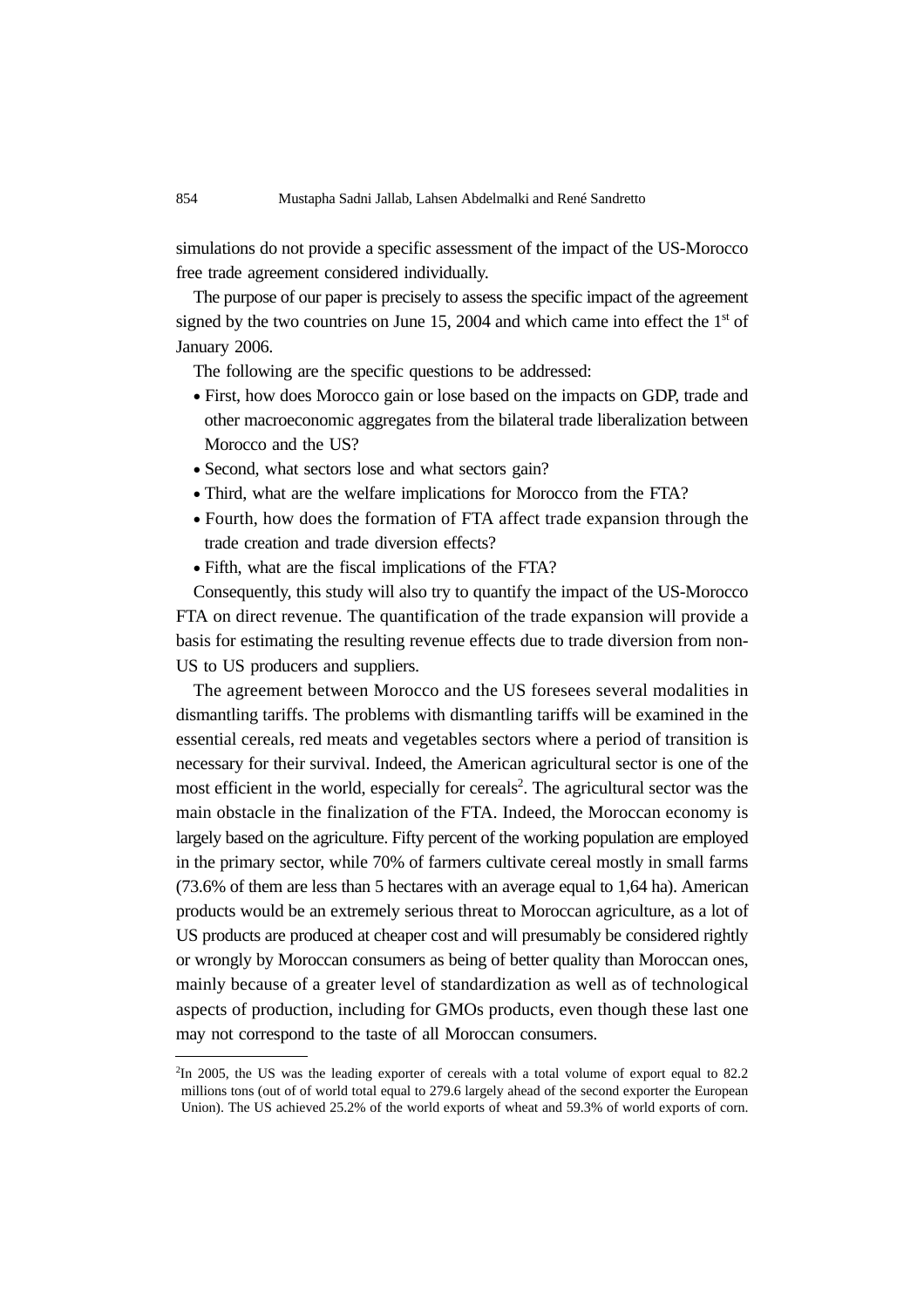simulations do not provide a specific assessment of the impact of the US-Morocco free trade agreement considered individually.

The purpose of our paper is precisely to assess the specific impact of the agreement signed by the two countries on June 15, 2004 and which came into effect the 1st of January 2006.

The following are the specific questions to be addressed:

- First, how does Morocco gain or lose based on the impacts on GDP, trade and other macroeconomic aggregates from the bilateral trade liberalization between Morocco and the US?
- Second, what sectors lose and what sectors gain?
- Third, what are the welfare implications for Morocco from the FTA?
- Fourth, how does the formation of FTA affect trade expansion through the trade creation and trade diversion effects?
- Fifth, what are the fiscal implications of the FTA?

Consequently, this study will also try to quantify the impact of the US-Morocco FTA on direct revenue. The quantification of the trade expansion will provide a basis for estimating the resulting revenue effects due to trade diversion from non-US to US producers and suppliers.

The agreement between Morocco and the US foresees several modalities in dismantling tariffs. The problems with dismantling tariffs will be examined in the essential cereals, red meats and vegetables sectors where a period of transition is necessary for their survival. Indeed, the American agricultural sector is one of the most efficient in the world, especially for cereals[2]. The agricultural sector was the main obstacle in the finalization of the FTA. Indeed, the Moroccan economy is largely based on the agriculture. Fifty percent of the working population are employed in the primary sector, while 70% of farmers cultivate cereal mostly in small farms (73.6% of them are less than 5 hectares with an average equal to 1,64 ha). American products would be an extremely serious threat to Moroccan agriculture, as a lot of US products are produced at cheaper cost and will presumably be considered rightly or wrongly by Moroccan consumers as being of better quality than Moroccan ones, mainly because of a greater level of standardization as well as of technological aspects of production, including for GMOs products, even though these last one may not correspond to the taste of all Moroccan consumers.

---

[2]In 2005, the US was the leading exporter of cereals with a total volume of export equal to 82.2 millions tons (out of of world total equal to 279.6 largely ahead of the second exporter the European Union). The US achieved 25.2% of the world exports of wheat and 59.3% of world exports of corn.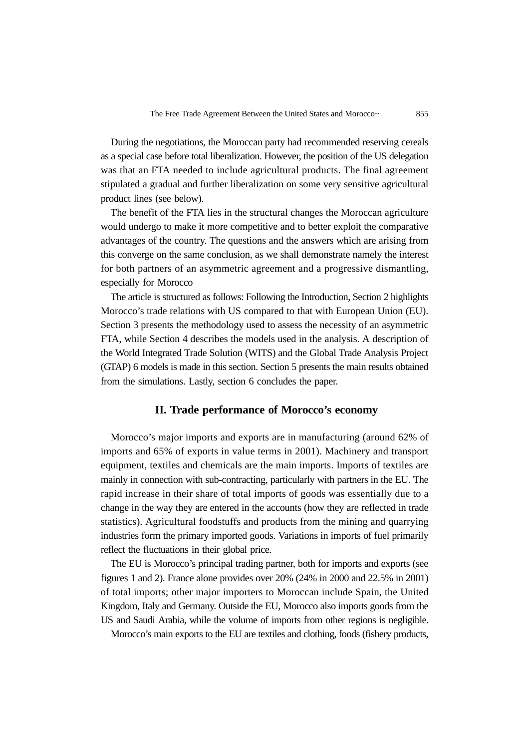During the negotiations, the Moroccan party had recommended reserving cereals as a special case before total liberalization. However, the position of the US delegation was that an FTA needed to include agricultural products. The final agreement stipulated a gradual and further liberalization on some very sensitive agricultural product lines (see below).

The benefit of the FTA lies in the structural changes the Moroccan agriculture would undergo to make it more competitive and to better exploit the comparative advantages of the country. The questions and the answers which are arising from this converge on the same conclusion, as we shall demonstrate namely the interest for both partners of an asymmetric agreement and a progressive dismantling, especially for Morocco

The article is structured as follows: Following the Introduction, Section 2 highlights Morocco's trade relations with US compared to that with European Union (EU). Section 3 presents the methodology used to assess the necessity of an asymmetric FTA, while Section 4 describes the models used in the analysis. A description of the World Integrated Trade Solution (WITS) and the Global Trade Analysis Project (GTAP) 6 models is made in this section. Section 5 presents the main results obtained from the simulations. Lastly, section 6 concludes the paper.

## II. Trade performance of Morocco's economy

Morocco's major imports and exports are in manufacturing (around 62% of imports and 65% of exports in value terms in 2001). Machinery and transport equipment, textiles and chemicals are the main imports. Imports of textiles are mainly in connection with sub-contracting, particularly with partners in the EU. The rapid increase in their share of total imports of goods was essentially due to a change in the way they are entered in the accounts (how they are reflected in trade statistics). Agricultural foodstuffs and products from the mining and quarrying industries form the primary imported goods. Variations in imports of fuel primarily reflect the fluctuations in their global price.

The EU is Morocco's principal trading partner, both for imports and exports (see figures 1 and 2). France alone provides over 20% (24% in 2000 and 22.5% in 2001) of total imports; other major importers to Moroccan include Spain, the United Kingdom, Italy and Germany. Outside the EU, Morocco also imports goods from the US and Saudi Arabia, while the volume of imports from other regions is negligible.

Morocco's main exports to the EU are textiles and clothing, foods (fishery products,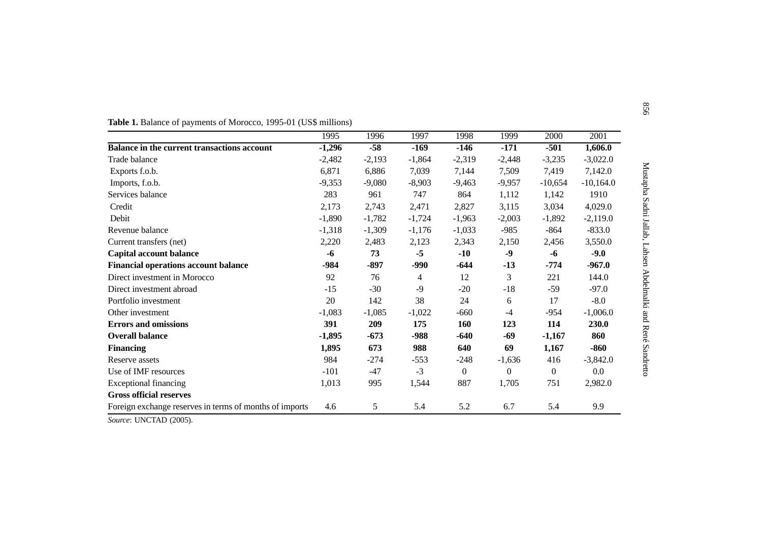**Table 1.** Balance of payments of Morocco, 1995-01 (US$ millions)

| | 1995 | 1996 | 1997 | 1998 | 1999 | 2000 | 2001 |
|---|---|---|---|---|---|---|---|
| **Balance in the current transactions account** | **-1,296** | **-58** | **-169** | **-146** | **-171** | **-501** | **1,606.0** |
| Trade balance | -2,482 | -2,193 | -1,864 | -2,319 | -2,448 | -3,235 | -3,022.0 |
| Exports f.o.b. | 6,871 | 6,886 | 7,039 | 7,144 | 7,509 | 7,419 | 7,142.0 |
| Imports, f.o.b. | -9,353 | -9,080 | -8,903 | -9,463 | -9,957 | -10,654 | -10,164.0 |
| Services balance | 283 | 961 | 747 | 864 | 1,112 | 1,142 | 1910 |
| Credit | 2,173 | 2,743 | 2,471 | 2,827 | 3,115 | 3,034 | 4,029.0 |
| Debit | -1,890 | -1,782 | -1,724 | -1,963 | -2,003 | -1,892 | -2,119.0 |
| Revenue balance | -1,318 | -1,309 | -1,176 | -1,033 | -985 | -864 | -833.0 |
| Current transfers (net) | 2,220 | 2,483 | 2,123 | 2,343 | 2,150 | 2,456 | 3,550.0 |
| **Capital account balance** | **-6** | **73** | **-5** | **-10** | **-9** | **-6** | **-9.0** |
| **Financial operations account balance** | **-984** | **-897** | **-990** | **-644** | **-13** | **-774** | **-967.0** |
| Direct investment in Morocco | 92 | 76 | 4 | 12 | 3 | 221 | 144.0 |
| Direct investment abroad | -15 | -30 | -9 | -20 | -18 | -59 | -97.0 |
| Portfolio investment | 20 | 142 | 38 | 24 | 6 | 17 | -8.0 |
| Other investment | -1,083 | -1,085 | -1,022 | -660 | -4 | -954 | -1,006.0 |
| **Errors and omissions** | **391** | **209** | **175** | **160** | **123** | **114** | **230.0** |
| **Overall balance** | **-1,895** | **-673** | **-988** | **-640** | **-69** | **-1,167** | **860** |
| **Financing** | **1,895** | **673** | **988** | **640** | **69** | **1,167** | **-860** |
| Reserve assets | 984 | -274 | -553 | -248 | -1,636 | 416 | -3,842.0 |
| Use of IMF resources | -101 | -47 | -3 | 0 | 0 | 0 | 0.0 |
| Exceptional financing | 1,013 | 995 | 1,544 | 887 | 1,705 | 751 | 2,982.0 |
| **Gross official reserves** | | | | | | | |
| Foreign exchange reserves in terms of months of imports | 4.6 | 5 | 5.4 | 5.2 | 6.7 | 5.4 | 9.9 |

*Source*: UNCTAD (2005).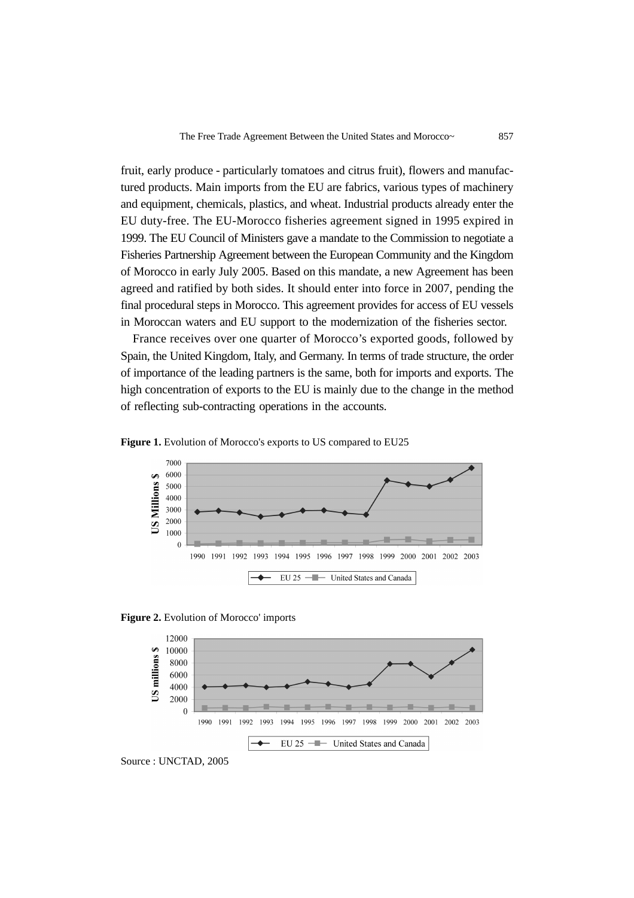fruit, early produce - particularly tomatoes and citrus fruit), flowers and manufactured products. Main imports from the EU are fabrics, various types of machinery and equipment, chemicals, plastics, and wheat. Industrial products already enter the EU duty-free. The EU-Morocco fisheries agreement signed in 1995 expired in 1999. The EU Council of Ministers gave a mandate to the Commission to negotiate a Fisheries Partnership Agreement between the European Community and the Kingdom of Morocco in early July 2005. Based on this mandate, a new Agreement has been agreed and ratified by both sides. It should enter into force in 2007, pending the final procedural steps in Morocco. This agreement provides for access of EU vessels in Moroccan waters and EU support to the modernization of the fisheries sector.

France receives over one quarter of Morocco's exported goods, followed by Spain, the United Kingdom, Italy, and Germany. In terms of trade structure, the order of importance of the leading partners is the same, both for imports and exports. The high concentration of exports to the EU is mainly due to the change in the method of reflecting sub-contracting operations in the accounts.

**Figure 1.** Evolution of Morocco's exports to US compared to EU25

**Figure 2.** Evolution of Morocco' imports

Source : UNCTAD, 2005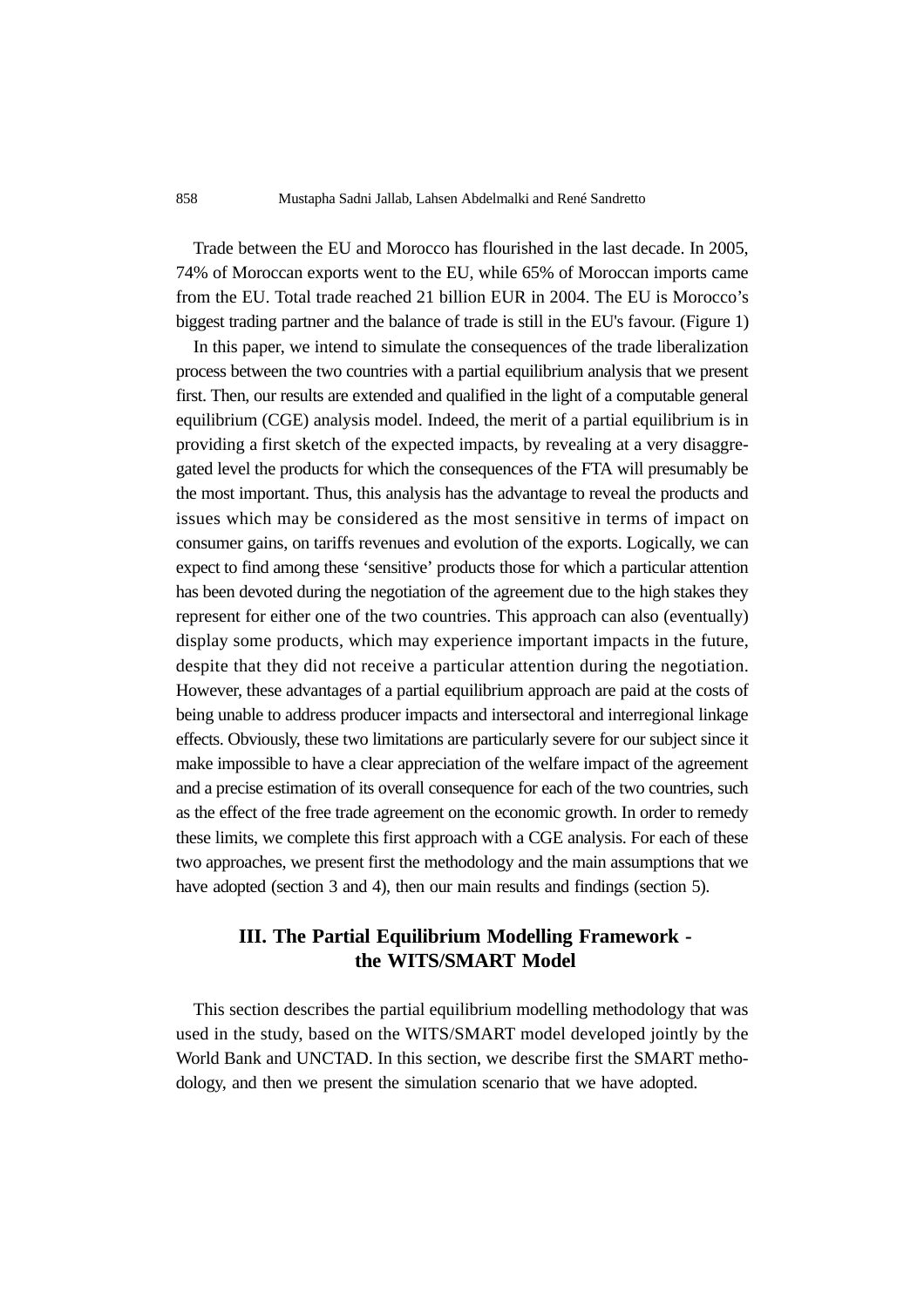Trade between the EU and Morocco has flourished in the last decade. In 2005, 74% of Moroccan exports went to the EU, while 65% of Moroccan imports came from the EU. Total trade reached 21 billion EUR in 2004. The EU is Morocco's biggest trading partner and the balance of trade is still in the EU's favour. (Figure 1)

In this paper, we intend to simulate the consequences of the trade liberalization process between the two countries with a partial equilibrium analysis that we present first. Then, our results are extended and qualified in the light of a computable general equilibrium (CGE) analysis model. Indeed, the merit of a partial equilibrium is in providing a first sketch of the expected impacts, by revealing at a very disaggregated level the products for which the consequences of the FTA will presumably be the most important. Thus, this analysis has the advantage to reveal the products and issues which may be considered as the most sensitive in terms of impact on consumer gains, on tariffs revenues and evolution of the exports. Logically, we can expect to find among these 'sensitive' products those for which a particular attention has been devoted during the negotiation of the agreement due to the high stakes they represent for either one of the two countries. This approach can also (eventually) display some products, which may experience important impacts in the future, despite that they did not receive a particular attention during the negotiation. However, these advantages of a partial equilibrium approach are paid at the costs of being unable to address producer impacts and intersectoral and interregional linkage effects. Obviously, these two limitations are particularly severe for our subject since it make impossible to have a clear appreciation of the welfare impact of the agreement and a precise estimation of its overall consequence for each of the two countries, such as the effect of the free trade agreement on the economic growth. In order to remedy these limits, we complete this first approach with a CGE analysis. For each of these two approaches, we present first the methodology and the main assumptions that we have adopted (section 3 and 4), then our main results and findings (section 5).

## III. The Partial Equilibrium Modelling Framework - the WITS/SMART Model

This section describes the partial equilibrium modelling methodology that was used in the study, based on the WITS/SMART model developed jointly by the World Bank and UNCTAD. In this section, we describe first the SMART methodology, and then we present the simulation scenario that we have adopted.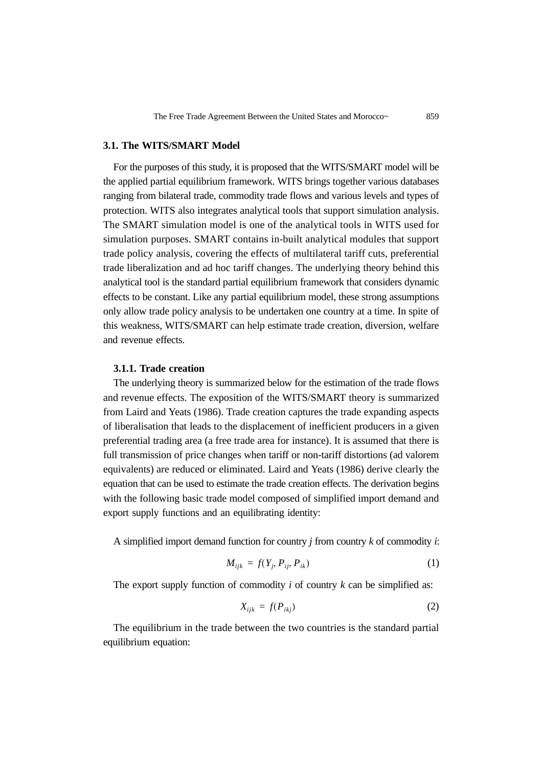### 3.1. The WITS/SMART Model

For the purposes of this study, it is proposed that the WITS/SMART model will be the applied partial equilibrium framework. WITS brings together various databases ranging from bilateral trade, commodity trade flows and various levels and types of protection. WITS also integrates analytical tools that support simulation analysis. The SMART simulation model is one of the analytical tools in WITS used for simulation purposes. SMART contains in-built analytical modules that support trade policy analysis, covering the effects of multilateral tariff cuts, preferential trade liberalization and ad hoc tariff changes. The underlying theory behind this analytical tool is the standard partial equilibrium framework that considers dynamic effects to be constant. Like any partial equilibrium model, these strong assumptions only allow trade policy analysis to be undertaken one country at a time. In spite of this weakness, WITS/SMART can help estimate trade creation, diversion, welfare and revenue effects.

#### 3.1.1. Trade creation

The underlying theory is summarized below for the estimation of the trade flows and revenue effects. The exposition of the WITS/SMART theory is summarized from Laird and Yeats (1986). Trade creation captures the trade expanding aspects of liberalisation that leads to the displacement of inefficient producers in a given preferential trading area (a free trade area for instance). It is assumed that there is full transmission of price changes when tariff or non-tariff distortions (ad valorem equivalents) are reduced or eliminated. Laird and Yeats (1986) derive clearly the equation that can be used to estimate the trade creation effects. The derivation begins with the following basic trade model composed of simplified import demand and export supply functions and an equilibrating identity:

A simplified import demand function for country *j* from country *k* of commodity *i*:

$$M_{ijk} = f(Y_j, P_{ij}, P_{ik}) \tag{1}$$

The export supply function of commodity *i* of country *k* can be simplified as:

$$X_{ijk} = f(P_{ikj}) \tag{2}$$

The equilibrium in the trade between the two countries is the standard partial equilibrium equation: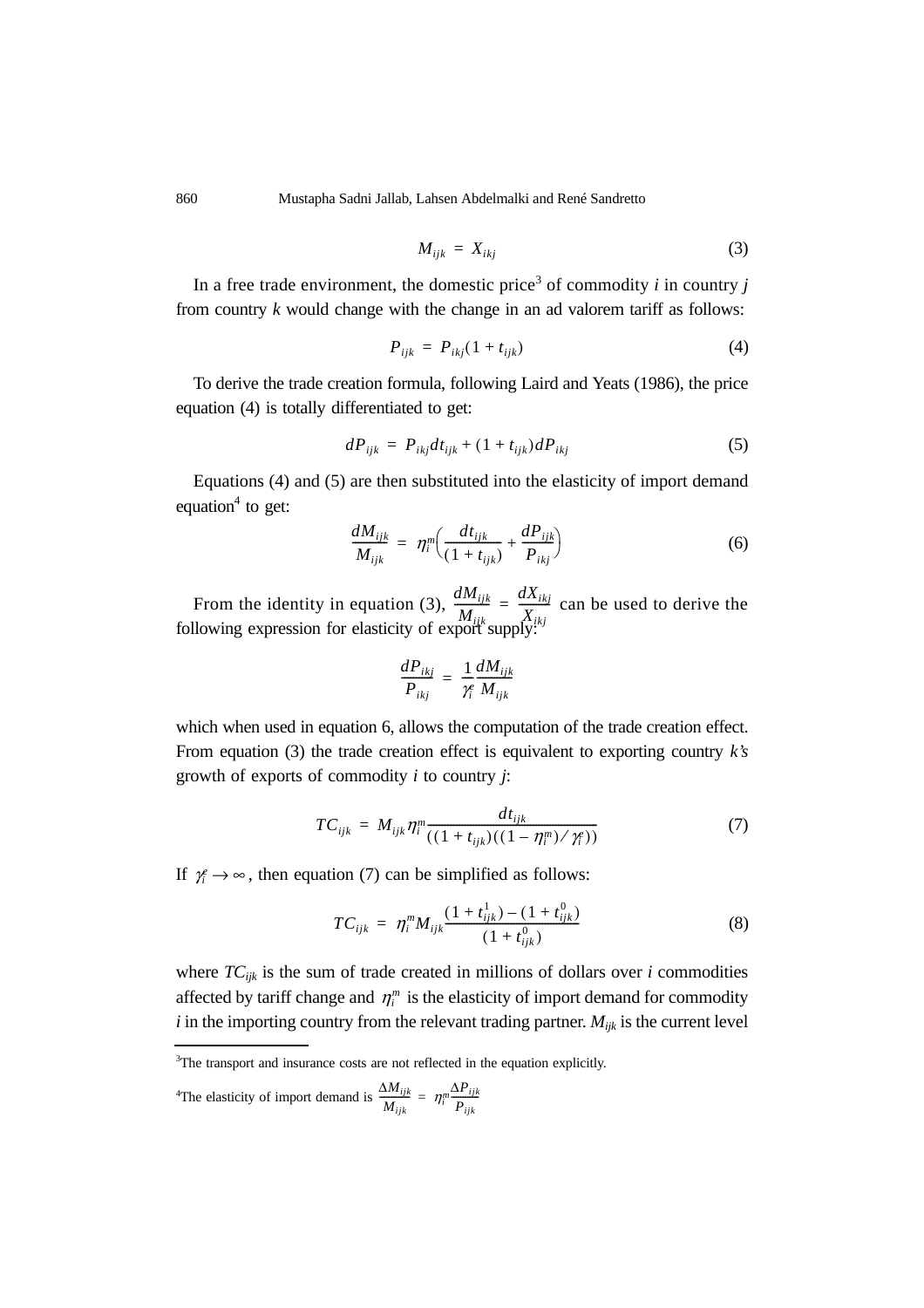$$M_{ijk} = X_{ikj} \tag{3}$$

In a free trade environment, the domestic price[3] of commodity $i$ in country $j$ from country $k$ would change with the change in an ad valorem tariff as follows:

$$P_{ijk} = P_{ikj}(1 + t_{ijk}) \tag{4}$$

To derive the trade creation formula, following Laird and Yeats (1986), the price equation (4) is totally differentiated to get:

$$dP_{ijk} = P_{ikj}dt_{ijk} + (1 + t_{ijk})dP_{ikj} \tag{5}$$

Equations (4) and (5) are then substituted into the elasticity of import demand equation[4] to get:

$$\frac{dM_{ijk}}{M_{ijk}} = \eta_i^m \left( \frac{dt_{ijk}}{(1 + t_{ijk})} + \frac{dP_{ijk}}{P_{ikj}} \right) \tag{6}$$

From the identity in equation (3), $\frac{dM_{ijk}}{M_{ijk}} = \frac{dX_{ikj}}{X_{ikj}}$ can be used to derive the following expression for elasticity of export supply:

$$\frac{dP_{ikj}}{P_{ikj}} = \frac{1}{\gamma_i^e} \frac{dM_{ijk}}{M_{ijk}}$$

which when used in equation 6, allows the computation of the trade creation effect. From equation (3) the trade creation effect is equivalent to exporting country $k$'s growth of exports of commodity $i$ to country $j$:

$$TC_{ijk} = M_{ijk}\eta_i^m \frac{dt_{ijk}}{((1 + t_{ijk})((1 - \eta_i^m)/\gamma_i^e))} \tag{7}$$

If $\gamma_i^e \rightarrow \infty$, then equation (7) can be simplified as follows:

$$TC_{ijk} = \eta_i^m M_{ijk} \frac{(1 + t_{ijk}^1) - (1 + t_{ijk}^0)}{(1 + t_{ijk}^0)} \tag{8}$$

where $TC_{ijk}$ is the sum of trade created in millions of dollars over $i$ commodities affected by tariff change and $\eta_i^m$ is the elasticity of import demand for commodity $i$ in the importing country from the relevant trading partner. $M_{ijk}$ is the current level

---

[3]The transport and insurance costs are not reflected in the equation explicitly.

[4]The elasticity of import demand is $\frac{\Delta M_{ijk}}{M_{ijk}} = \eta_i^m \frac{\Delta P_{ijk}}{P_{ijk}}$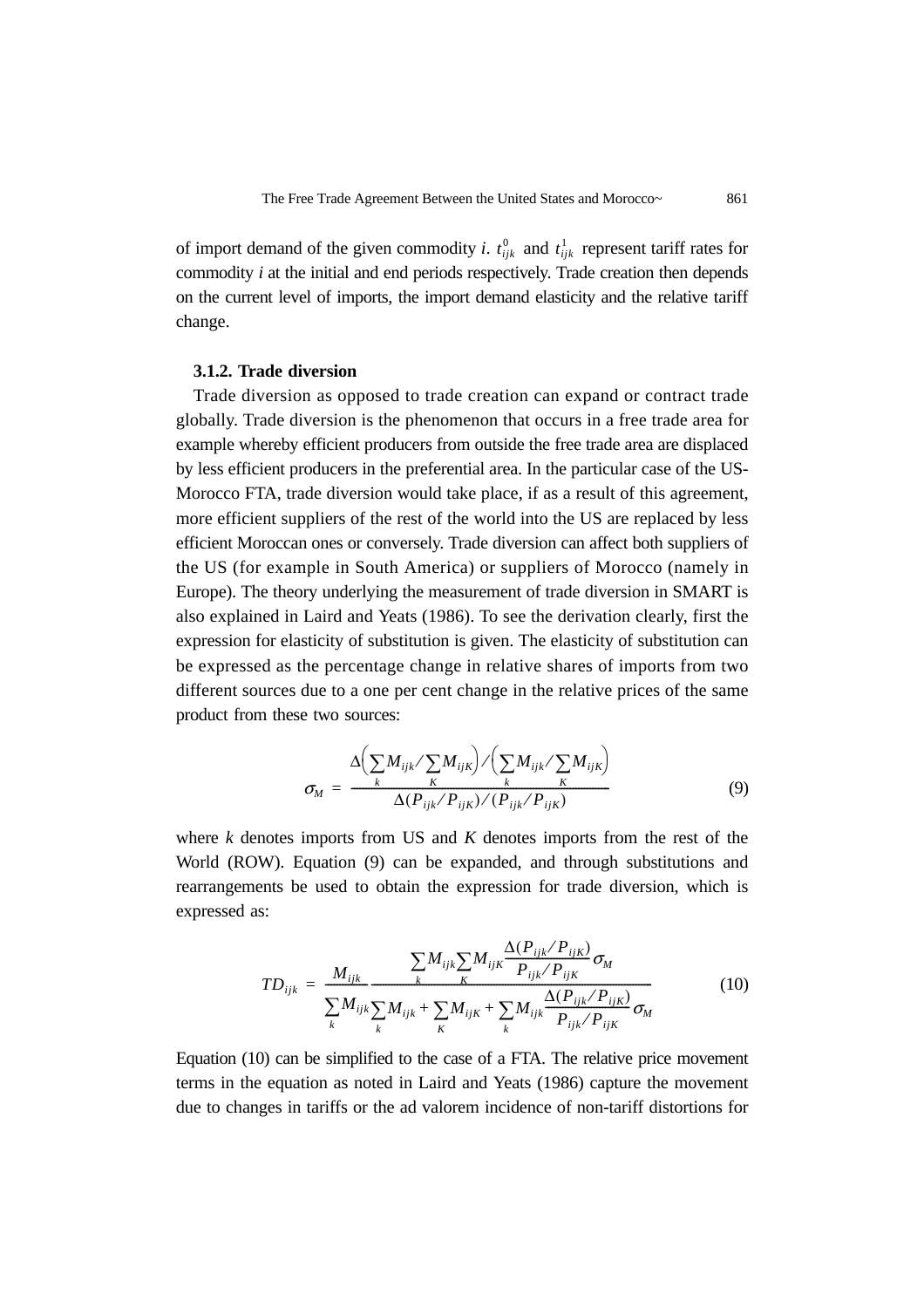of import demand of the given commodity *i*. $t_{ijk}^{0}$ and $t_{ijk}^{1}$ represent tariff rates for commodity *i* at the initial and end periods respectively. Trade creation then depends on the current level of imports, the import demand elasticity and the relative tariff change.

### 3.1.2. Trade diversion

Trade diversion as opposed to trade creation can expand or contract trade globally. Trade diversion is the phenomenon that occurs in a free trade area for example whereby efficient producers from outside the free trade area are displaced by less efficient producers in the preferential area. In the particular case of the US-Morocco FTA, trade diversion would take place, if as a result of this agreement, more efficient suppliers of the rest of the world into the US are replaced by less efficient Moroccan ones or conversely. Trade diversion can affect both suppliers of the US (for example in South America) or suppliers of Morocco (namely in Europe). The theory underlying the measurement of trade diversion in SMART is also explained in Laird and Yeats (1986). To see the derivation clearly, first the expression for elasticity of substitution is given. The elasticity of substitution can be expressed as the percentage change in relative shares of imports from two different sources due to a one per cent change in the relative prices of the same product from these two sources:

$$\sigma_M = \frac{\Delta\left(\sum_k M_{ijk} / \sum_K M_{ijK}\right) / \left(\sum_k M_{ijk} / \sum_K M_{ijK}\right)}{\Delta(P_{ijk}/P_{ijK})/(P_{ijk}/P_{ijK})} \tag{9}$$

where *k* denotes imports from US and *K* denotes imports from the rest of the World (ROW). Equation (9) can be expanded, and through substitutions and rearrangements be used to obtain the expression for trade diversion, which is expressed as:

$$TD_{ijk} = \frac{M_{ijk}}{\sum_k M_{ijk}} \frac{\sum_k M_{ijk} \sum_K M_{ijK} \dfrac{\Delta(P_{ijk}/P_{ijK})}{P_{ijk}/P_{ijK}} \sigma_M}{\sum_k M_{ijk} + \sum_K M_{ijK} + \sum_k M_{ijk} \dfrac{\Delta(P_{ijk}/P_{ijK})}{P_{ijk}/P_{ijK}} \sigma_M} \tag{10}$$

Equation (10) can be simplified to the case of a FTA. The relative price movement terms in the equation as noted in Laird and Yeats (1986) capture the movement due to changes in tariffs or the ad valorem incidence of non-tariff distortions for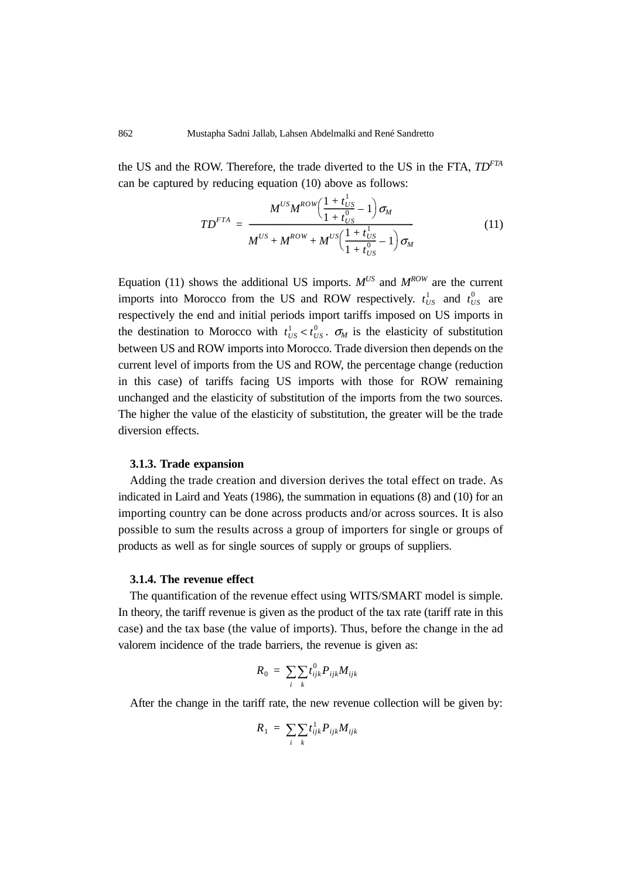the US and the ROW. Therefore, the trade diverted to the US in the FTA, $TD^{FTA}$ can be captured by reducing equation (10) above as follows:

$$TD^{FTA} = \frac{M^{US}M^{ROW}\left(\frac{1+t^1_{US}}{1+t^0_{US}}-1\right)\sigma_M}{M^{US}+M^{ROW}+M^{US}\left(\frac{1+t^1_{US}}{1+t^0_{US}}-1\right)\sigma_M} \tag{11}$$

Equation (11) shows the additional US imports. $M^{US}$ and $M^{ROW}$ are the current imports into Morocco from the US and ROW respectively. $t^1_{US}$ and $t^0_{US}$ are respectively the end and initial periods import tariffs imposed on US imports in the destination to Morocco with $t^1_{US} < t^0_{US}$. $\sigma_M$ is the elasticity of substitution between US and ROW imports into Morocco. Trade diversion then depends on the current level of imports from the US and ROW, the percentage change (reduction in this case) of tariffs facing US imports with those for ROW remaining unchanged and the elasticity of substitution of the imports from the two sources. The higher the value of the elasticity of substitution, the greater will be the trade diversion effects.

### 3.1.3. Trade expansion

Adding the trade creation and diversion derives the total effect on trade. As indicated in Laird and Yeats (1986), the summation in equations (8) and (10) for an importing country can be done across products and/or across sources. It is also possible to sum the results across a group of importers for single or groups of products as well as for single sources of supply or groups of suppliers.

### 3.1.4. The revenue effect

The quantification of the revenue effect using WITS/SMART model is simple. In theory, the tariff revenue is given as the product of the tax rate (tariff rate in this case) and the tax base (the value of imports). Thus, before the change in the ad valorem incidence of the trade barriers, the revenue is given as:

$$R_0 = \sum_i \sum_k t^0_{ijk} P_{ijk} M_{ijk}$$

After the change in the tariff rate, the new revenue collection will be given by:

$$R_1 = \sum_i \sum_k t^1_{ijk} P_{ijk} M_{ijk}$$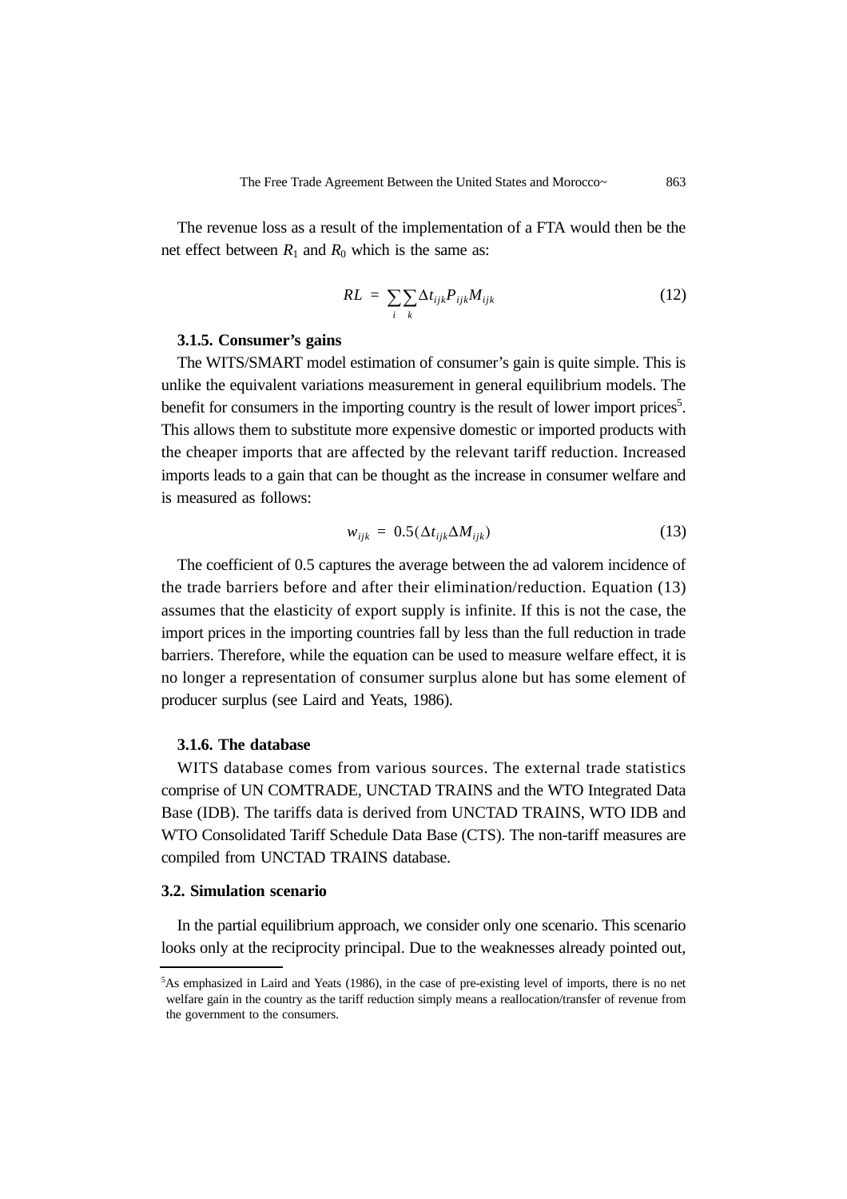The revenue loss as a result of the implementation of a FTA would then be the net effect between $R_1$ and $R_0$ which is the same as:

$$RL = \sum_i \sum_k \Delta t_{ijk} P_{ijk} M_{ijk} \tag{12}$$

### 3.1.5. Consumer's gains

The WITS/SMART model estimation of consumer's gain is quite simple. This is unlike the equivalent variations measurement in general equilibrium models. The benefit for consumers in the importing country is the result of lower import prices[5]. This allows them to substitute more expensive domestic or imported products with the cheaper imports that are affected by the relevant tariff reduction. Increased imports leads to a gain that can be thought as the increase in consumer welfare and is measured as follows:

$$w_{ijk} = 0.5(\Delta t_{ijk} \Delta M_{ijk}) \tag{13}$$

The coefficient of 0.5 captures the average between the ad valorem incidence of the trade barriers before and after their elimination/reduction. Equation (13) assumes that the elasticity of export supply is infinite. If this is not the case, the import prices in the importing countries fall by less than the full reduction in trade barriers. Therefore, while the equation can be used to measure welfare effect, it is no longer a representation of consumer surplus alone but has some element of producer surplus (see Laird and Yeats, 1986).

### 3.1.6. The database

WITS database comes from various sources. The external trade statistics comprise of UN COMTRADE, UNCTAD TRAINS and the WTO Integrated Data Base (IDB). The tariffs data is derived from UNCTAD TRAINS, WTO IDB and WTO Consolidated Tariff Schedule Data Base (CTS). The non-tariff measures are compiled from UNCTAD TRAINS database.

## 3.2. Simulation scenario

In the partial equilibrium approach, we consider only one scenario. This scenario looks only at the reciprocity principal. Due to the weaknesses already pointed out,

[5]As emphasized in Laird and Yeats (1986), in the case of pre-existing level of imports, there is no net welfare gain in the country as the tariff reduction simply means a reallocation/transfer of revenue from the government to the consumers.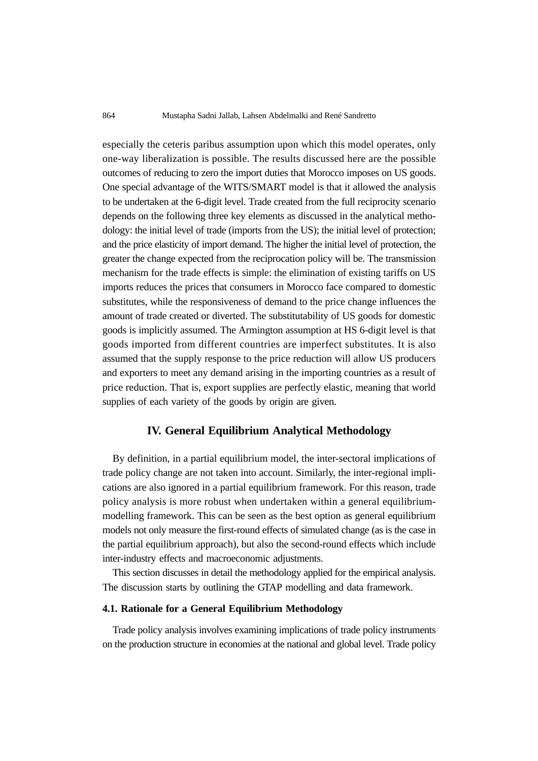especially the ceteris paribus assumption upon which this model operates, only one-way liberalization is possible. The results discussed here are the possible outcomes of reducing to zero the import duties that Morocco imposes on US goods. One special advantage of the WITS/SMART model is that it allowed the analysis to be undertaken at the 6-digit level. Trade created from the full reciprocity scenario depends on the following three key elements as discussed in the analytical methodology: the initial level of trade (imports from the US); the initial level of protection; and the price elasticity of import demand. The higher the initial level of protection, the greater the change expected from the reciprocation policy will be. The transmission mechanism for the trade effects is simple: the elimination of existing tariffs on US imports reduces the prices that consumers in Morocco face compared to domestic substitutes, while the responsiveness of demand to the price change influences the amount of trade created or diverted. The substitutability of US goods for domestic goods is implicitly assumed. The Armington assumption at HS 6-digit level is that goods imported from different countries are imperfect substitutes. It is also assumed that the supply response to the price reduction will allow US producers and exporters to meet any demand arising in the importing countries as a result of price reduction. That is, export supplies are perfectly elastic, meaning that world supplies of each variety of the goods by origin are given.

## IV. General Equilibrium Analytical Methodology

By definition, in a partial equilibrium model, the inter-sectoral implications of trade policy change are not taken into account. Similarly, the inter-regional implications are also ignored in a partial equilibrium framework. For this reason, trade policy analysis is more robust when undertaken within a general equilibrium-modelling framework. This can be seen as the best option as general equilibrium models not only measure the first-round effects of simulated change (as is the case in the partial equilibrium approach), but also the second-round effects which include inter-industry effects and macroeconomic adjustments.

This section discusses in detail the methodology applied for the empirical analysis. The discussion starts by outlining the GTAP modelling and data framework.

### 4.1. Rationale for a General Equilibrium Methodology

Trade policy analysis involves examining implications of trade policy instruments on the production structure in economies at the national and global level. Trade policy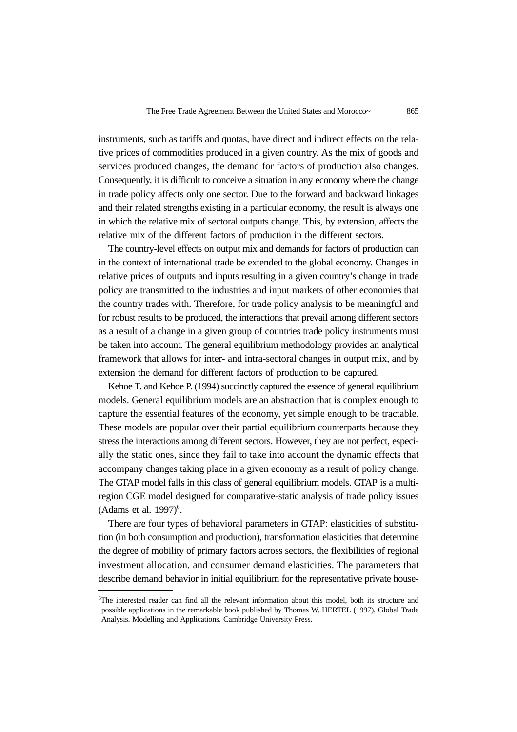instruments, such as tariffs and quotas, have direct and indirect effects on the relative prices of commodities produced in a given country. As the mix of goods and services produced changes, the demand for factors of production also changes. Consequently, it is difficult to conceive a situation in any economy where the change in trade policy affects only one sector. Due to the forward and backward linkages and their related strengths existing in a particular economy, the result is always one in which the relative mix of sectoral outputs change. This, by extension, affects the relative mix of the different factors of production in the different sectors.

The country-level effects on output mix and demands for factors of production can in the context of international trade be extended to the global economy. Changes in relative prices of outputs and inputs resulting in a given country's change in trade policy are transmitted to the industries and input markets of other economies that the country trades with. Therefore, for trade policy analysis to be meaningful and for robust results to be produced, the interactions that prevail among different sectors as a result of a change in a given group of countries trade policy instruments must be taken into account. The general equilibrium methodology provides an analytical framework that allows for inter- and intra-sectoral changes in output mix, and by extension the demand for different factors of production to be captured.

Kehoe T. and Kehoe P. (1994) succinctly captured the essence of general equilibrium models. General equilibrium models are an abstraction that is complex enough to capture the essential features of the economy, yet simple enough to be tractable. These models are popular over their partial equilibrium counterparts because they stress the interactions among different sectors. However, they are not perfect, especially the static ones, since they fail to take into account the dynamic effects that accompany changes taking place in a given economy as a result of policy change. The GTAP model falls in this class of general equilibrium models. GTAP is a multi-region CGE model designed for comparative-static analysis of trade policy issues (Adams et al. 1997)[6].

There are four types of behavioral parameters in GTAP: elasticities of substitution (in both consumption and production), transformation elasticities that determine the degree of mobility of primary factors across sectors, the flexibilities of regional investment allocation, and consumer demand elasticities. The parameters that describe demand behavior in initial equilibrium for the representative private house-

[6]The interested reader can find all the relevant information about this model, both its structure and possible applications in the remarkable book published by Thomas W. HERTEL (1997), Global Trade Analysis. Modelling and Applications. Cambridge University Press.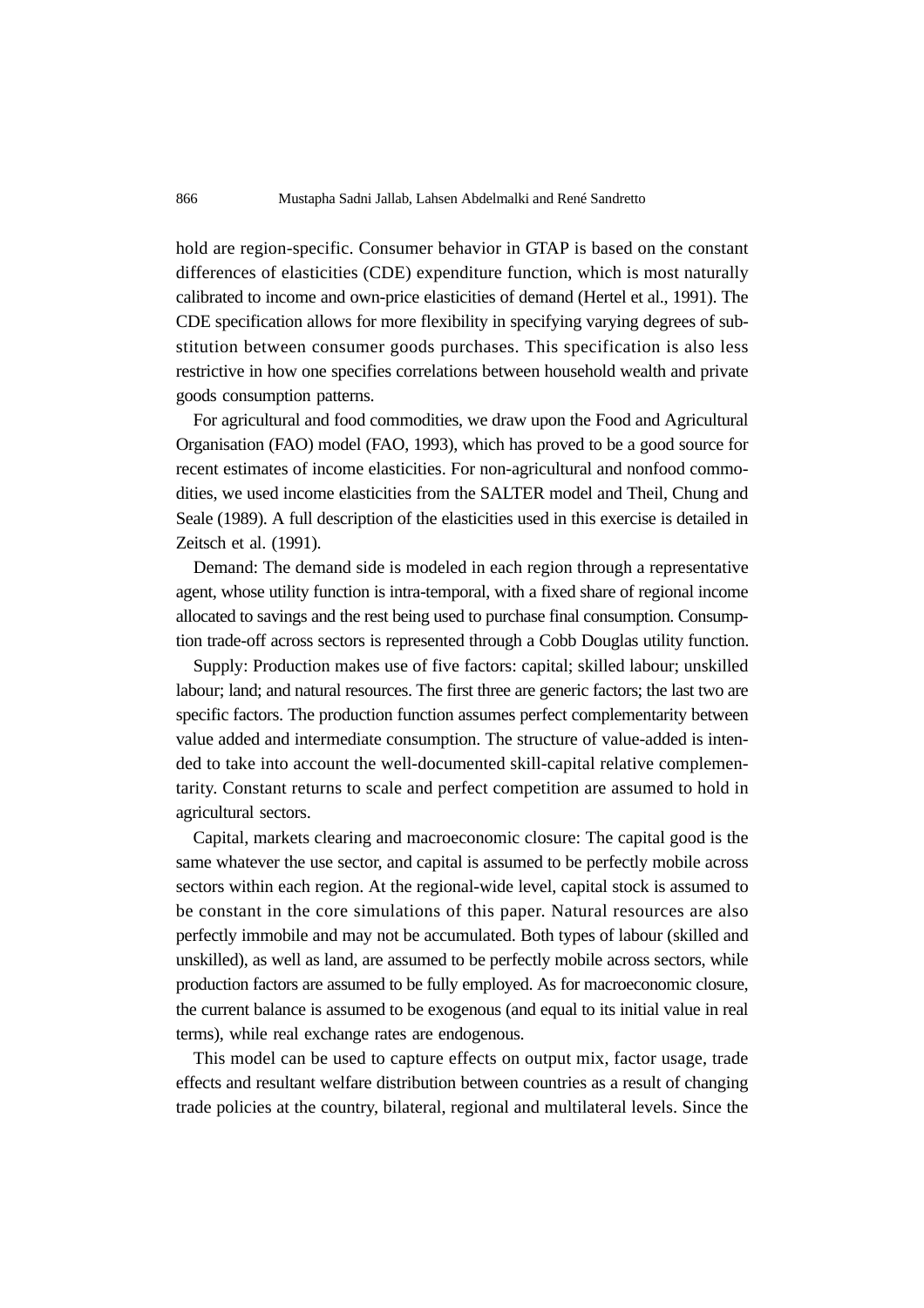hold are region-specific. Consumer behavior in GTAP is based on the constant differences of elasticities (CDE) expenditure function, which is most naturally calibrated to income and own-price elasticities of demand (Hertel et al., 1991). The CDE specification allows for more flexibility in specifying varying degrees of substitution between consumer goods purchases. This specification is also less restrictive in how one specifies correlations between household wealth and private goods consumption patterns.

For agricultural and food commodities, we draw upon the Food and Agricultural Organisation (FAO) model (FAO, 1993), which has proved to be a good source for recent estimates of income elasticities. For non-agricultural and nonfood commodities, we used income elasticities from the SALTER model and Theil, Chung and Seale (1989). A full description of the elasticities used in this exercise is detailed in Zeitsch et al. (1991).

Demand: The demand side is modeled in each region through a representative agent, whose utility function is intra-temporal, with a fixed share of regional income allocated to savings and the rest being used to purchase final consumption. Consumption trade-off across sectors is represented through a Cobb Douglas utility function.

Supply: Production makes use of five factors: capital; skilled labour; unskilled labour; land; and natural resources. The first three are generic factors; the last two are specific factors. The production function assumes perfect complementarity between value added and intermediate consumption. The structure of value-added is intended to take into account the well-documented skill-capital relative complementarity. Constant returns to scale and perfect competition are assumed to hold in agricultural sectors.

Capital, markets clearing and macroeconomic closure: The capital good is the same whatever the use sector, and capital is assumed to be perfectly mobile across sectors within each region. At the regional-wide level, capital stock is assumed to be constant in the core simulations of this paper. Natural resources are also perfectly immobile and may not be accumulated. Both types of labour (skilled and unskilled), as well as land, are assumed to be perfectly mobile across sectors, while production factors are assumed to be fully employed. As for macroeconomic closure, the current balance is assumed to be exogenous (and equal to its initial value in real terms), while real exchange rates are endogenous.

This model can be used to capture effects on output mix, factor usage, trade effects and resultant welfare distribution between countries as a result of changing trade policies at the country, bilateral, regional and multilateral levels. Since the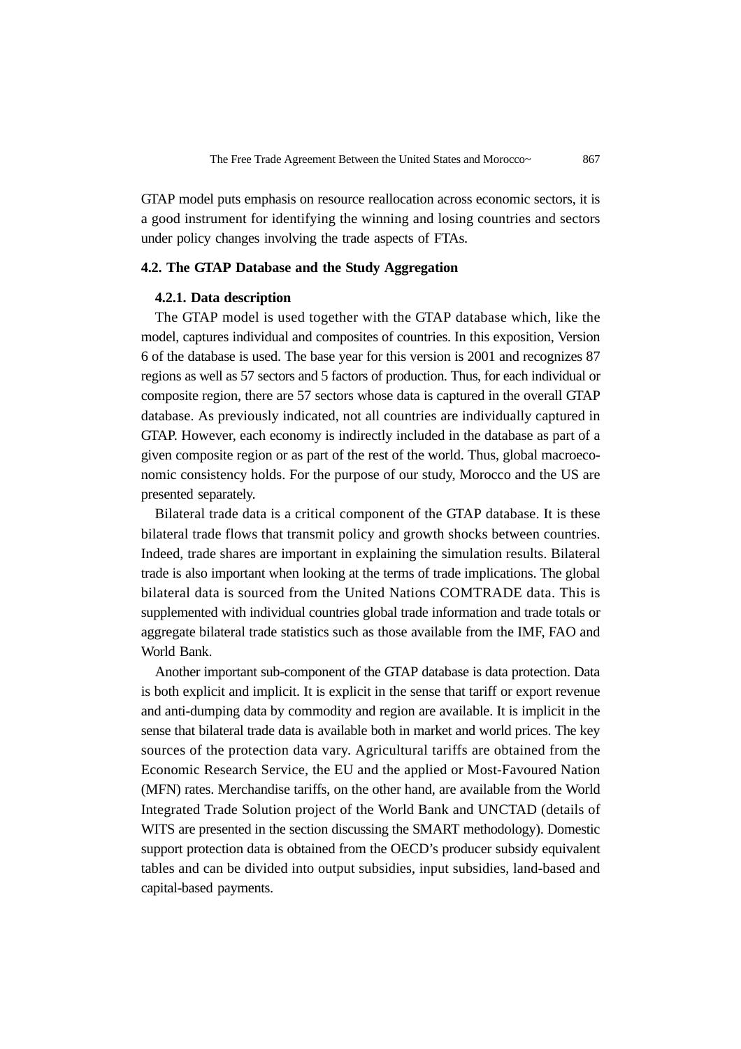GTAP model puts emphasis on resource reallocation across economic sectors, it is a good instrument for identifying the winning and losing countries and sectors under policy changes involving the trade aspects of FTAs.

## 4.2. The GTAP Database and the Study Aggregation

### 4.2.1. Data description

The GTAP model is used together with the GTAP database which, like the model, captures individual and composites of countries. In this exposition, Version 6 of the database is used. The base year for this version is 2001 and recognizes 87 regions as well as 57 sectors and 5 factors of production. Thus, for each individual or composite region, there are 57 sectors whose data is captured in the overall GTAP database. As previously indicated, not all countries are individually captured in GTAP. However, each economy is indirectly included in the database as part of a given composite region or as part of the rest of the world. Thus, global macroeconomic consistency holds. For the purpose of our study, Morocco and the US are presented separately.

Bilateral trade data is a critical component of the GTAP database. It is these bilateral trade flows that transmit policy and growth shocks between countries. Indeed, trade shares are important in explaining the simulation results. Bilateral trade is also important when looking at the terms of trade implications. The global bilateral data is sourced from the United Nations COMTRADE data. This is supplemented with individual countries global trade information and trade totals or aggregate bilateral trade statistics such as those available from the IMF, FAO and World Bank.

Another important sub-component of the GTAP database is data protection. Data is both explicit and implicit. It is explicit in the sense that tariff or export revenue and anti-dumping data by commodity and region are available. It is implicit in the sense that bilateral trade data is available both in market and world prices. The key sources of the protection data vary. Agricultural tariffs are obtained from the Economic Research Service, the EU and the applied or Most-Favoured Nation (MFN) rates. Merchandise tariffs, on the other hand, are available from the World Integrated Trade Solution project of the World Bank and UNCTAD (details of WITS are presented in the section discussing the SMART methodology). Domestic support protection data is obtained from the OECD's producer subsidy equivalent tables and can be divided into output subsidies, input subsidies, land-based and capital-based payments.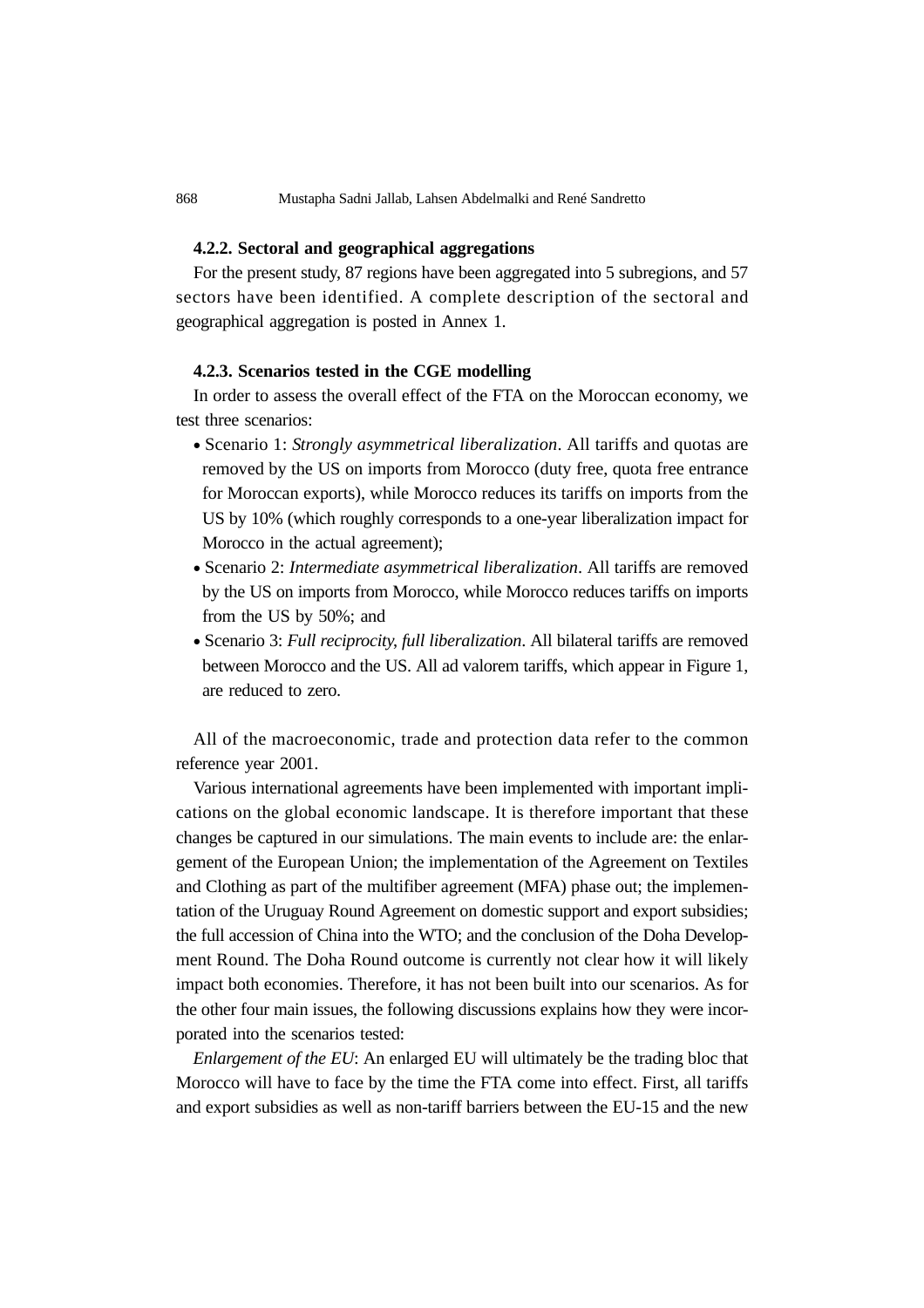#### 4.2.2. Sectoral and geographical aggregations

For the present study, 87 regions have been aggregated into 5 subregions, and 57 sectors have been identified. A complete description of the sectoral and geographical aggregation is posted in Annex 1.

#### 4.2.3. Scenarios tested in the CGE modelling

In order to assess the overall effect of the FTA on the Moroccan economy, we test three scenarios:

- Scenario 1: *Strongly asymmetrical liberalization*. All tariffs and quotas are removed by the US on imports from Morocco (duty free, quota free entrance for Moroccan exports), while Morocco reduces its tariffs on imports from the US by 10% (which roughly corresponds to a one-year liberalization impact for Morocco in the actual agreement);
- Scenario 2: *Intermediate asymmetrical liberalization*. All tariffs are removed by the US on imports from Morocco, while Morocco reduces tariffs on imports from the US by 50%; and
- Scenario 3: *Full reciprocity, full liberalization*. All bilateral tariffs are removed between Morocco and the US. All ad valorem tariffs, which appear in Figure 1, are reduced to zero.

All of the macroeconomic, trade and protection data refer to the common reference year 2001.

Various international agreements have been implemented with important implications on the global economic landscape. It is therefore important that these changes be captured in our simulations. The main events to include are: the enlargement of the European Union; the implementation of the Agreement on Textiles and Clothing as part of the multifiber agreement (MFA) phase out; the implementation of the Uruguay Round Agreement on domestic support and export subsidies; the full accession of China into the WTO; and the conclusion of the Doha Development Round. The Doha Round outcome is currently not clear how it will likely impact both economies. Therefore, it has not been built into our scenarios. As for the other four main issues, the following discussions explains how they were incorporated into the scenarios tested:

*Enlargement of the EU*: An enlarged EU will ultimately be the trading bloc that Morocco will have to face by the time the FTA come into effect. First, all tariffs and export subsidies as well as non-tariff barriers between the EU-15 and the new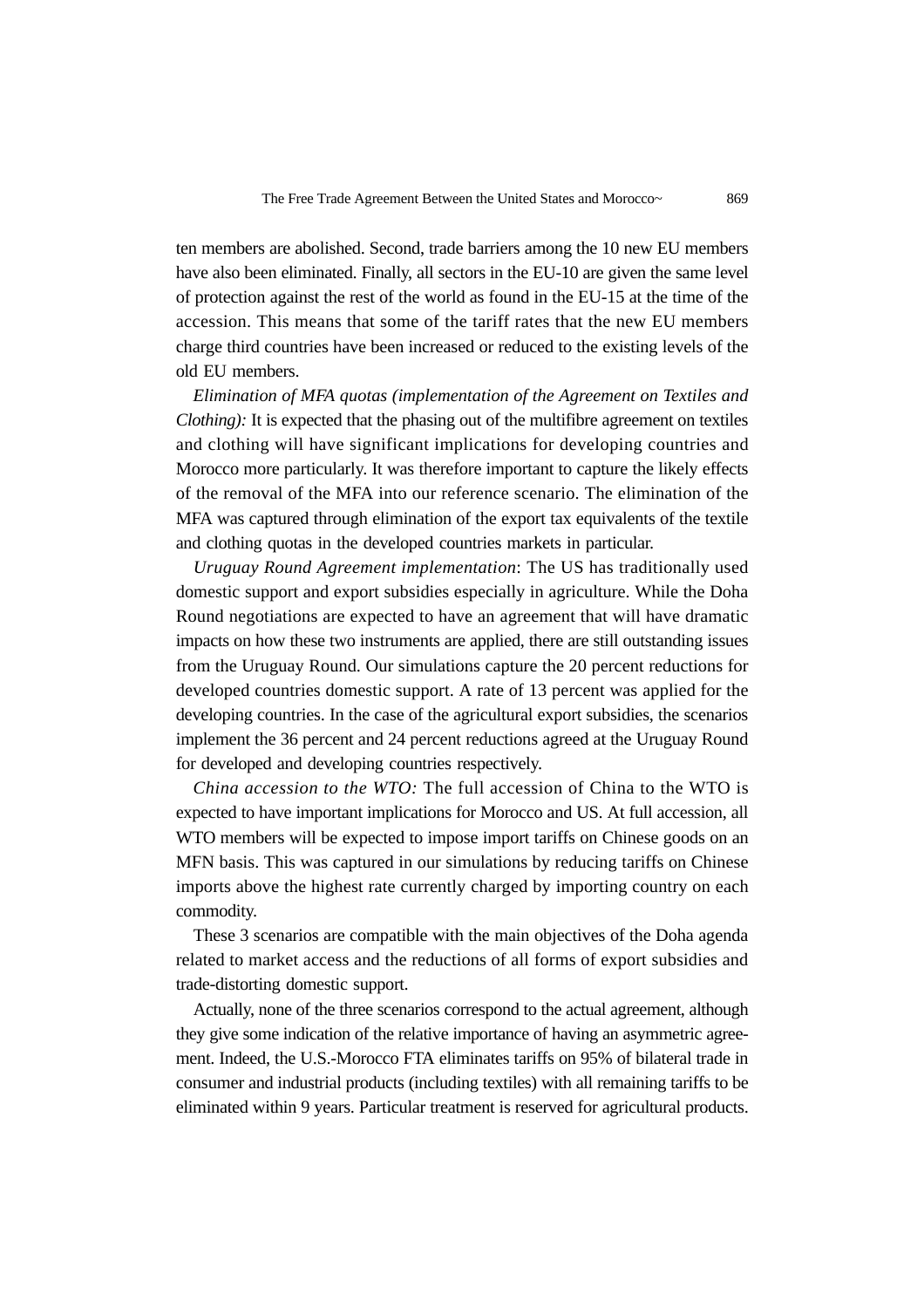ten members are abolished. Second, trade barriers among the 10 new EU members have also been eliminated. Finally, all sectors in the EU-10 are given the same level of protection against the rest of the world as found in the EU-15 at the time of the accession. This means that some of the tariff rates that the new EU members charge third countries have been increased or reduced to the existing levels of the old EU members.

*Elimination of MFA quotas (implementation of the Agreement on Textiles and Clothing):* It is expected that the phasing out of the multifibre agreement on textiles and clothing will have significant implications for developing countries and Morocco more particularly. It was therefore important to capture the likely effects of the removal of the MFA into our reference scenario. The elimination of the MFA was captured through elimination of the export tax equivalents of the textile and clothing quotas in the developed countries markets in particular.

*Uruguay Round Agreement implementation*: The US has traditionally used domestic support and export subsidies especially in agriculture. While the Doha Round negotiations are expected to have an agreement that will have dramatic impacts on how these two instruments are applied, there are still outstanding issues from the Uruguay Round. Our simulations capture the 20 percent reductions for developed countries domestic support. A rate of 13 percent was applied for the developing countries. In the case of the agricultural export subsidies, the scenarios implement the 36 percent and 24 percent reductions agreed at the Uruguay Round for developed and developing countries respectively.

*China accession to the WTO:* The full accession of China to the WTO is expected to have important implications for Morocco and US. At full accession, all WTO members will be expected to impose import tariffs on Chinese goods on an MFN basis. This was captured in our simulations by reducing tariffs on Chinese imports above the highest rate currently charged by importing country on each commodity.

These 3 scenarios are compatible with the main objectives of the Doha agenda related to market access and the reductions of all forms of export subsidies and trade-distorting domestic support.

Actually, none of the three scenarios correspond to the actual agreement, although they give some indication of the relative importance of having an asymmetric agreement. Indeed, the U.S.-Morocco FTA eliminates tariffs on 95% of bilateral trade in consumer and industrial products (including textiles) with all remaining tariffs to be eliminated within 9 years. Particular treatment is reserved for agricultural products.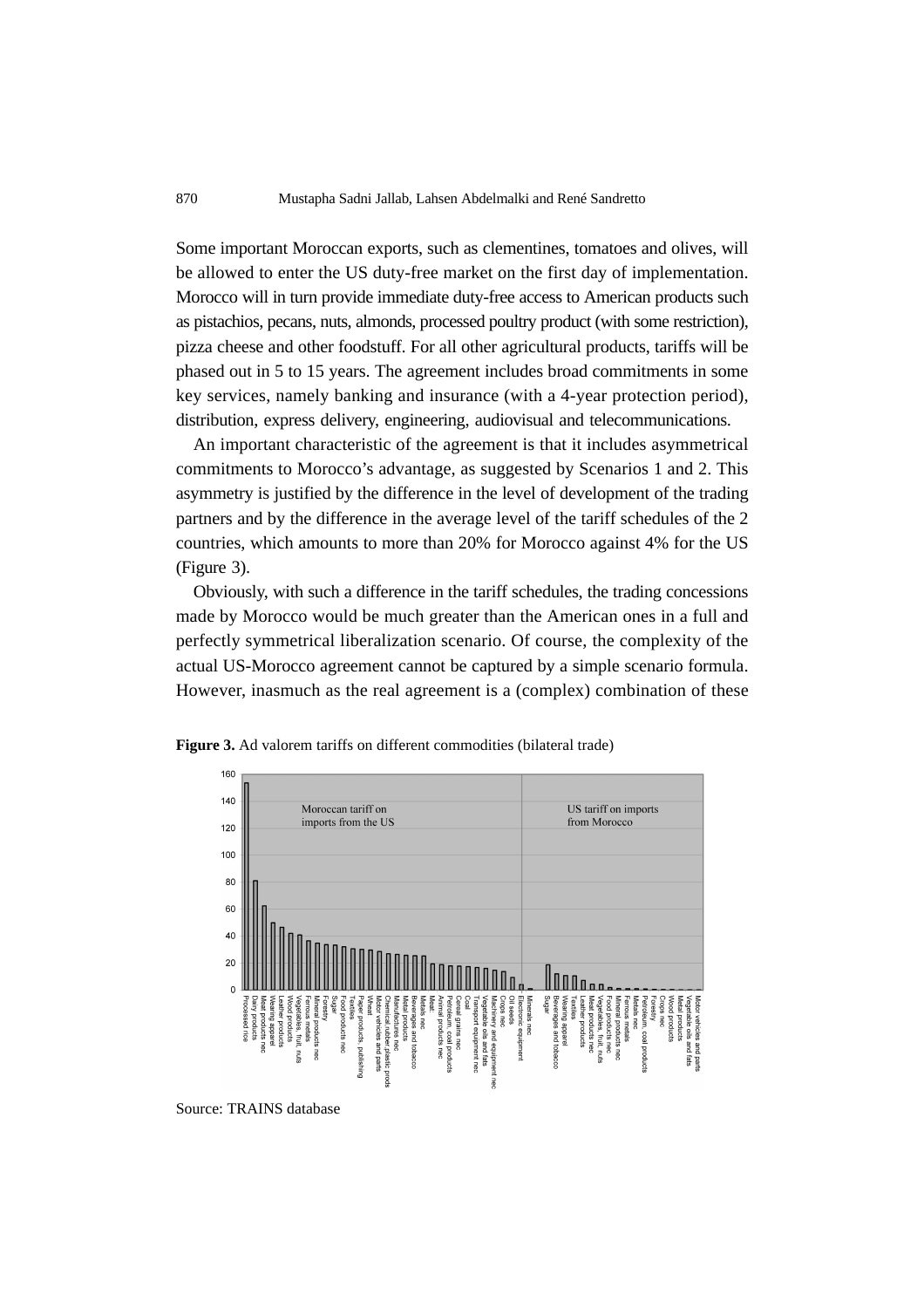Some important Moroccan exports, such as clementines, tomatoes and olives, will be allowed to enter the US duty-free market on the first day of implementation. Morocco will in turn provide immediate duty-free access to American products such as pistachios, pecans, nuts, almonds, processed poultry product (with some restriction), pizza cheese and other foodstuff. For all other agricultural products, tariffs will be phased out in 5 to 15 years. The agreement includes broad commitments in some key services, namely banking and insurance (with a 4-year protection period), distribution, express delivery, engineering, audiovisual and telecommunications.

An important characteristic of the agreement is that it includes asymmetrical commitments to Morocco's advantage, as suggested by Scenarios 1 and 2. This asymmetry is justified by the difference in the level of development of the trading partners and by the difference in the average level of the tariff schedules of the 2 countries, which amounts to more than 20% for Morocco against 4% for the US (Figure 3).

Obviously, with such a difference in the tariff schedules, the trading concessions made by Morocco would be much greater than the American ones in a full and perfectly symmetrical liberalization scenario. Of course, the complexity of the actual US-Morocco agreement cannot be captured by a simple scenario formula. However, inasmuch as the real agreement is a (complex) combination of these

**Figure 3.** Ad valorem tariffs on different commodities (bilateral trade)

Source: TRAINS database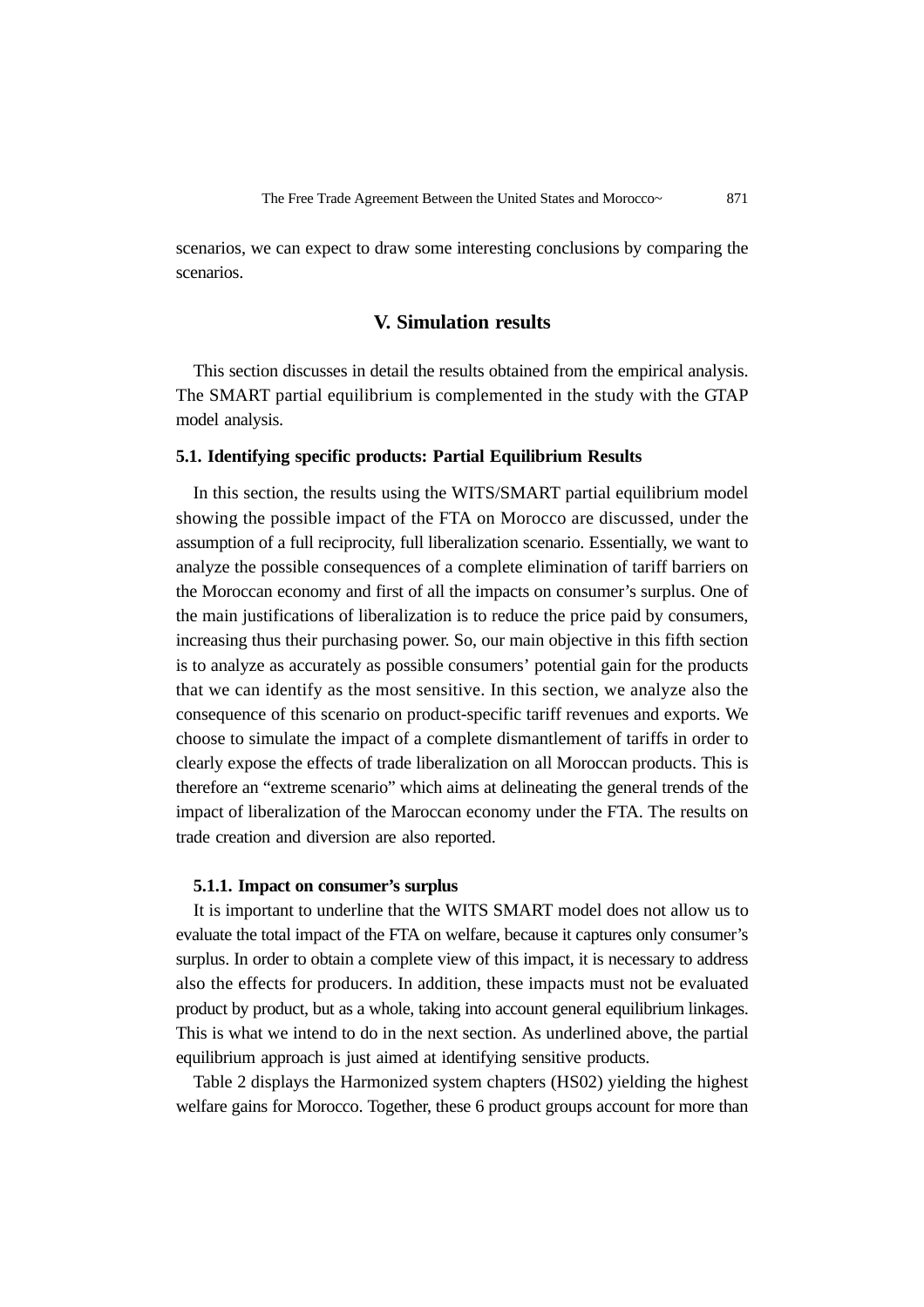scenarios, we can expect to draw some interesting conclusions by comparing the scenarios.

## V. Simulation results

This section discusses in detail the results obtained from the empirical analysis. The SMART partial equilibrium is complemented in the study with the GTAP model analysis.

### 5.1. Identifying specific products: Partial Equilibrium Results

In this section, the results using the WITS/SMART partial equilibrium model showing the possible impact of the FTA on Morocco are discussed, under the assumption of a full reciprocity, full liberalization scenario. Essentially, we want to analyze the possible consequences of a complete elimination of tariff barriers on the Moroccan economy and first of all the impacts on consumer's surplus. One of the main justifications of liberalization is to reduce the price paid by consumers, increasing thus their purchasing power. So, our main objective in this fifth section is to analyze as accurately as possible consumers' potential gain for the products that we can identify as the most sensitive. In this section, we analyze also the consequence of this scenario on product-specific tariff revenues and exports. We choose to simulate the impact of a complete dismantlement of tariffs in order to clearly expose the effects of trade liberalization on all Moroccan products. This is therefore an "extreme scenario" which aims at delineating the general trends of the impact of liberalization of the Maroccan economy under the FTA. The results on trade creation and diversion are also reported.

#### 5.1.1. Impact on consumer's surplus

It is important to underline that the WITS SMART model does not allow us to evaluate the total impact of the FTA on welfare, because it captures only consumer's surplus. In order to obtain a complete view of this impact, it is necessary to address also the effects for producers. In addition, these impacts must not be evaluated product by product, but as a whole, taking into account general equilibrium linkages. This is what we intend to do in the next section. As underlined above, the partial equilibrium approach is just aimed at identifying sensitive products.

Table 2 displays the Harmonized system chapters (HS02) yielding the highest welfare gains for Morocco. Together, these 6 product groups account for more than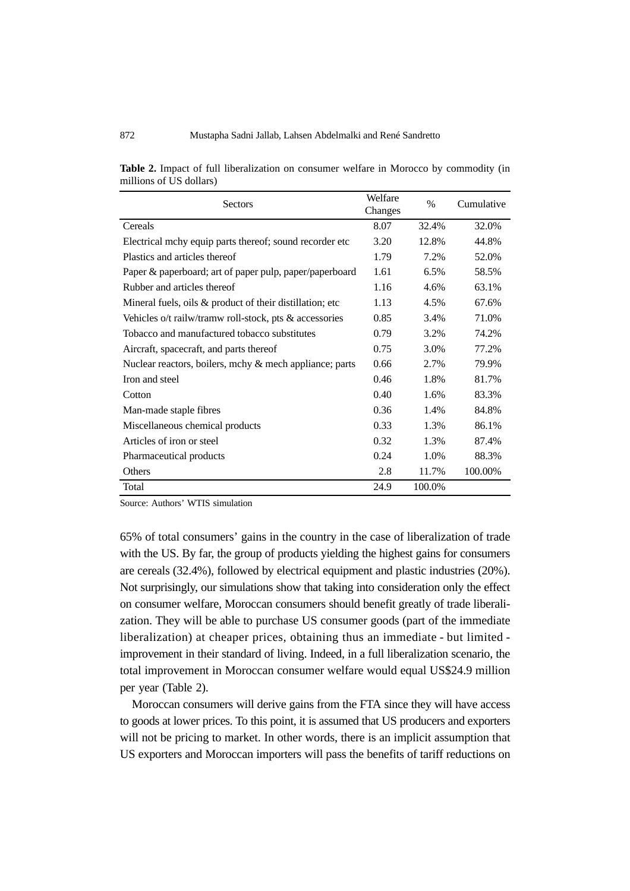**Table 2.** Impact of full liberalization on consumer welfare in Morocco by commodity (in millions of US dollars)

| Sectors | Welfare Changes | % | Cumulative |
|---|---|---|---|
| Cereals | 8.07 | 32.4% | 32.0% |
| Electrical mchy equip parts thereof; sound recorder etc | 3.20 | 12.8% | 44.8% |
| Plastics and articles thereof | 1.79 | 7.2% | 52.0% |
| Paper & paperboard; art of paper pulp, paper/paperboard | 1.61 | 6.5% | 58.5% |
| Rubber and articles thereof | 1.16 | 4.6% | 63.1% |
| Mineral fuels, oils & product of their distillation; etc | 1.13 | 4.5% | 67.6% |
| Vehicles o/t railw/tramw roll-stock, pts & accessories | 0.85 | 3.4% | 71.0% |
| Tobacco and manufactured tobacco substitutes | 0.79 | 3.2% | 74.2% |
| Aircraft, spacecraft, and parts thereof | 0.75 | 3.0% | 77.2% |
| Nuclear reactors, boilers, mchy & mech appliance; parts | 0.66 | 2.7% | 79.9% |
| Iron and steel | 0.46 | 1.8% | 81.7% |
| Cotton | 0.40 | 1.6% | 83.3% |
| Man-made staple fibres | 0.36 | 1.4% | 84.8% |
| Miscellaneous chemical products | 0.33 | 1.3% | 86.1% |
| Articles of iron or steel | 0.32 | 1.3% | 87.4% |
| Pharmaceutical products | 0.24 | 1.0% | 88.3% |
| Others | 2.8 | 11.7% | 100.00% |
| Total | 24.9 | 100.0% | |

Source: Authors' WTIS simulation

65% of total consumers' gains in the country in the case of liberalization of trade with the US. By far, the group of products yielding the highest gains for consumers are cereals (32.4%), followed by electrical equipment and plastic industries (20%). Not surprisingly, our simulations show that taking into consideration only the effect on consumer welfare, Moroccan consumers should benefit greatly of trade liberalization. They will be able to purchase US consumer goods (part of the immediate liberalization) at cheaper prices, obtaining thus an immediate - but limited - improvement in their standard of living. Indeed, in a full liberalization scenario, the total improvement in Moroccan consumer welfare would equal US$24.9 million per year (Table 2).

Moroccan consumers will derive gains from the FTA since they will have access to goods at lower prices. To this point, it is assumed that US producers and exporters will not be pricing to market. In other words, there is an implicit assumption that US exporters and Moroccan importers will pass the benefits of tariff reductions on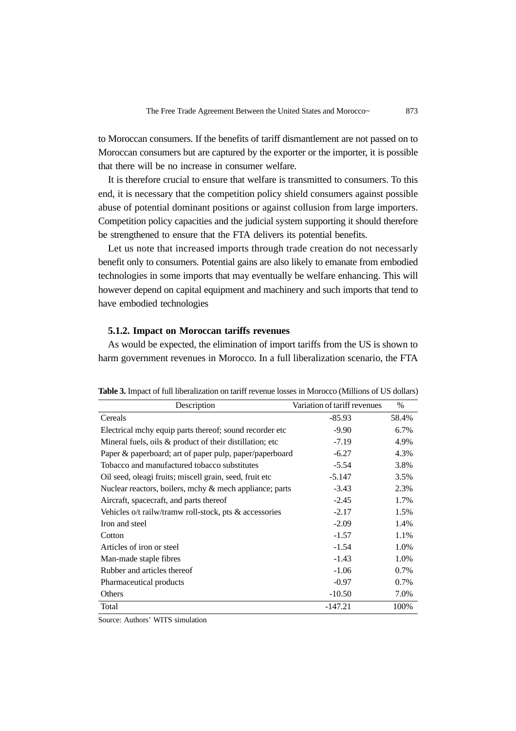to Moroccan consumers. If the benefits of tariff dismantlement are not passed on to Moroccan consumers but are captured by the exporter or the importer, it is possible that there will be no increase in consumer welfare.

It is therefore crucial to ensure that welfare is transmitted to consumers. To this end, it is necessary that the competition policy shield consumers against possible abuse of potential dominant positions or against collusion from large importers. Competition policy capacities and the judicial system supporting it should therefore be strengthened to ensure that the FTA delivers its potential benefits.

Let us note that increased imports through trade creation do not necessarly benefit only to consumers. Potential gains are also likely to emanate from embodied technologies in some imports that may eventually be welfare enhancing. This will however depend on capital equipment and machinery and such imports that tend to have embodied technologies

#### 5.1.2. Impact on Moroccan tariffs revenues

As would be expected, the elimination of import tariffs from the US is shown to harm government revenues in Morocco. In a full liberalization scenario, the FTA

**Table 3.** Impact of full liberalization on tariff revenue losses in Morocco (Millions of US dollars)

| Description | Variation of tariff revenues | % |
|---|---|---|
| Cereals | -85.93 | 58.4% |
| Electrical mchy equip parts thereof; sound recorder etc | -9.90 | 6.7% |
| Mineral fuels, oils & product of their distillation; etc | -7.19 | 4.9% |
| Paper & paperboard; art of paper pulp, paper/paperboard | -6.27 | 4.3% |
| Tobacco and manufactured tobacco substitutes | -5.54 | 3.8% |
| Oil seed, oleagi fruits; miscell grain, seed, fruit etc | -5.147 | 3.5% |
| Nuclear reactors, boilers, mchy & mech appliance; parts | -3.43 | 2.3% |
| Aircraft, spacecraft, and parts thereof | -2.45 | 1.7% |
| Vehicles o/t railw/tramw roll-stock, pts & accessories | -2.17 | 1.5% |
| Iron and steel | -2.09 | 1.4% |
| Cotton | -1.57 | 1.1% |
| Articles of iron or steel | -1.54 | 1.0% |
| Man-made staple fibres | -1.43 | 1.0% |
| Rubber and articles thereof | -1.06 | 0.7% |
| Pharmaceutical products | -0.97 | 0.7% |
| Others | -10.50 | 7.0% |
| Total | -147.21 | 100% |

Source: Authors' WITS simulation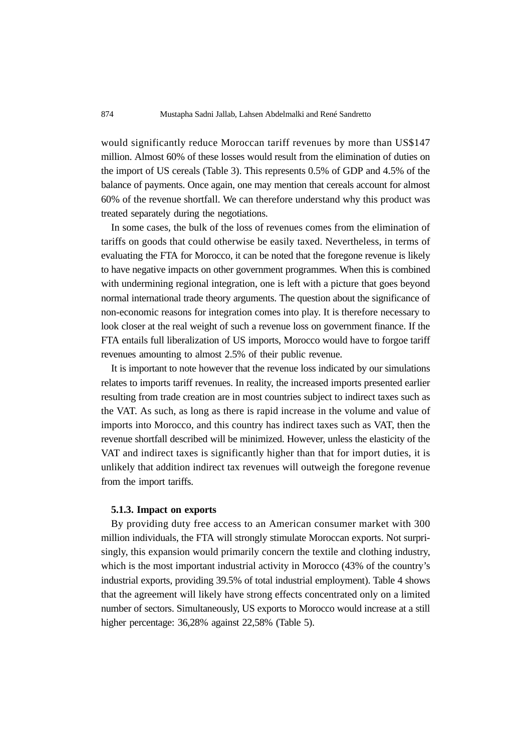would significantly reduce Moroccan tariff revenues by more than US$147 million. Almost 60% of these losses would result from the elimination of duties on the import of US cereals (Table 3). This represents 0.5% of GDP and 4.5% of the balance of payments. Once again, one may mention that cereals account for almost 60% of the revenue shortfall. We can therefore understand why this product was treated separately during the negotiations.

In some cases, the bulk of the loss of revenues comes from the elimination of tariffs on goods that could otherwise be easily taxed. Nevertheless, in terms of evaluating the FTA for Morocco, it can be noted that the foregone revenue is likely to have negative impacts on other government programmes. When this is combined with undermining regional integration, one is left with a picture that goes beyond normal international trade theory arguments. The question about the significance of non-economic reasons for integration comes into play. It is therefore necessary to look closer at the real weight of such a revenue loss on government finance. If the FTA entails full liberalization of US imports, Morocco would have to forgoe tariff revenues amounting to almost 2.5% of their public revenue.

It is important to note however that the revenue loss indicated by our simulations relates to imports tariff revenues. In reality, the increased imports presented earlier resulting from trade creation are in most countries subject to indirect taxes such as the VAT. As such, as long as there is rapid increase in the volume and value of imports into Morocco, and this country has indirect taxes such as VAT, then the revenue shortfall described will be minimized. However, unless the elasticity of the VAT and indirect taxes is significantly higher than that for import duties, it is unlikely that addition indirect tax revenues will outweigh the foregone revenue from the import tariffs.

#### 5.1.3. Impact on exports

By providing duty free access to an American consumer market with 300 million individuals, the FTA will strongly stimulate Moroccan exports. Not surprisingly, this expansion would primarily concern the textile and clothing industry, which is the most important industrial activity in Morocco (43% of the country's industrial exports, providing 39.5% of total industrial employment). Table 4 shows that the agreement will likely have strong effects concentrated only on a limited number of sectors. Simultaneously, US exports to Morocco would increase at a still higher percentage: 36,28% against 22,58% (Table 5).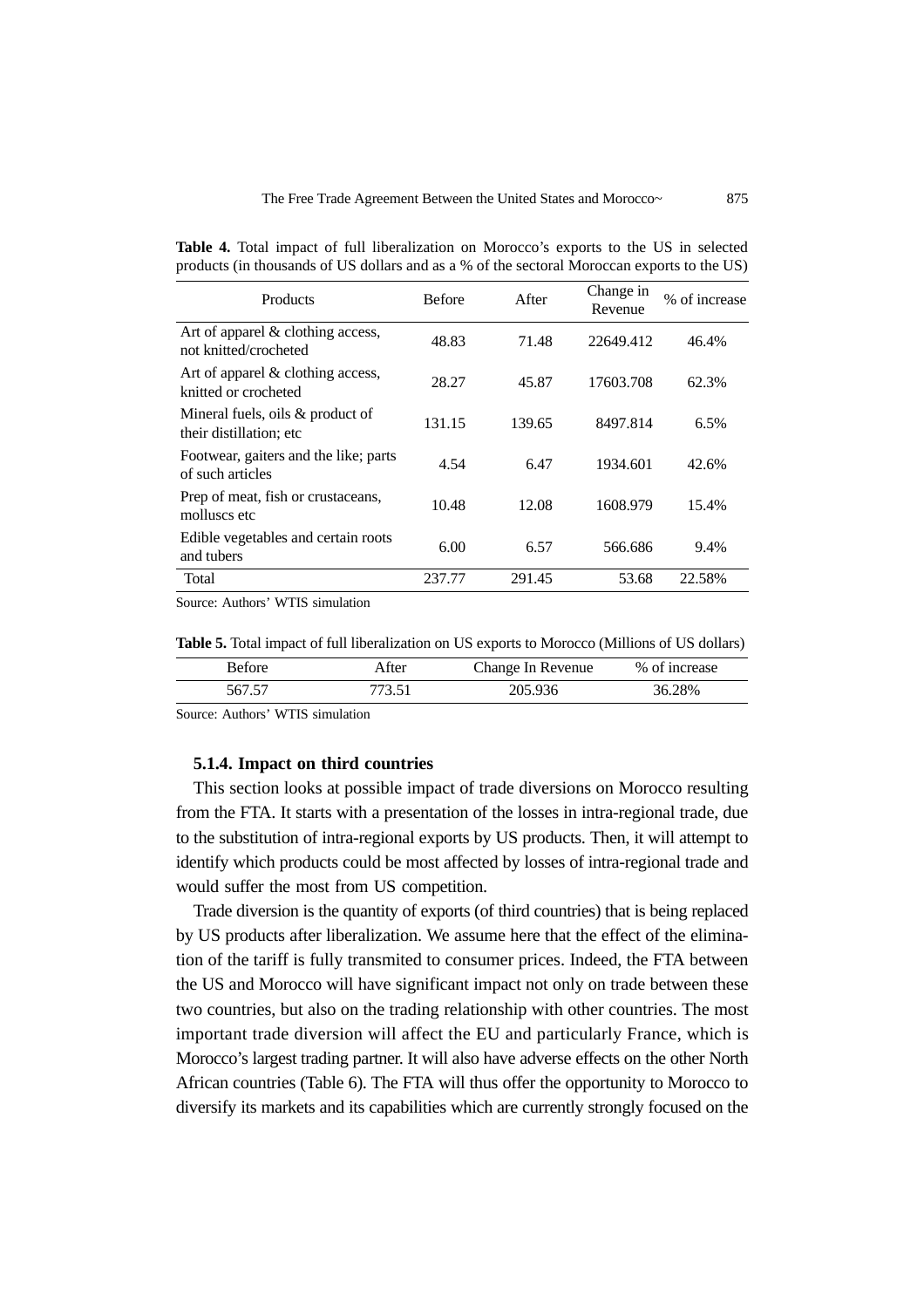**Table 4.** Total impact of full liberalization on Morocco's exports to the US in selected products (in thousands of US dollars and as a % of the sectoral Moroccan exports to the US)

| Products | Before | After | Change in Revenue | % of increase |
|---|---|---|---|---|
| Art of apparel & clothing access, not knitted/crocheted | 48.83 | 71.48 | 22649.412 | 46.4% |
| Art of apparel & clothing access, knitted or crocheted | 28.27 | 45.87 | 17603.708 | 62.3% |
| Mineral fuels, oils & product of their distillation; etc | 131.15 | 139.65 | 8497.814 | 6.5% |
| Footwear, gaiters and the like; parts of such articles | 4.54 | 6.47 | 1934.601 | 42.6% |
| Prep of meat, fish or crustaceans, molluscs etc | 10.48 | 12.08 | 1608.979 | 15.4% |
| Edible vegetables and certain roots and tubers | 6.00 | 6.57 | 566.686 | 9.4% |
| Total | 237.77 | 291.45 | 53.68 | 22.58% |

Source: Authors' WTIS simulation

**Table 5.** Total impact of full liberalization on US exports to Morocco (Millions of US dollars)

| Before | After | Change In Revenue | % of increase |
|---|---|---|---|
| 567.57 | 773.51 | 205.936 | 36.28% |

Source: Authors' WTIS simulation

### 5.1.4. Impact on third countries

This section looks at possible impact of trade diversions on Morocco resulting from the FTA. It starts with a presentation of the losses in intra-regional trade, due to the substitution of intra-regional exports by US products. Then, it will attempt to identify which products could be most affected by losses of intra-regional trade and would suffer the most from US competition.

Trade diversion is the quantity of exports (of third countries) that is being replaced by US products after liberalization. We assume here that the effect of the elimination of the tariff is fully transmited to consumer prices. Indeed, the FTA between the US and Morocco will have significant impact not only on trade between these two countries, but also on the trading relationship with other countries. The most important trade diversion will affect the EU and particularly France, which is Morocco's largest trading partner. It will also have adverse effects on the other North African countries (Table 6). The FTA will thus offer the opportunity to Morocco to diversify its markets and its capabilities which are currently strongly focused on the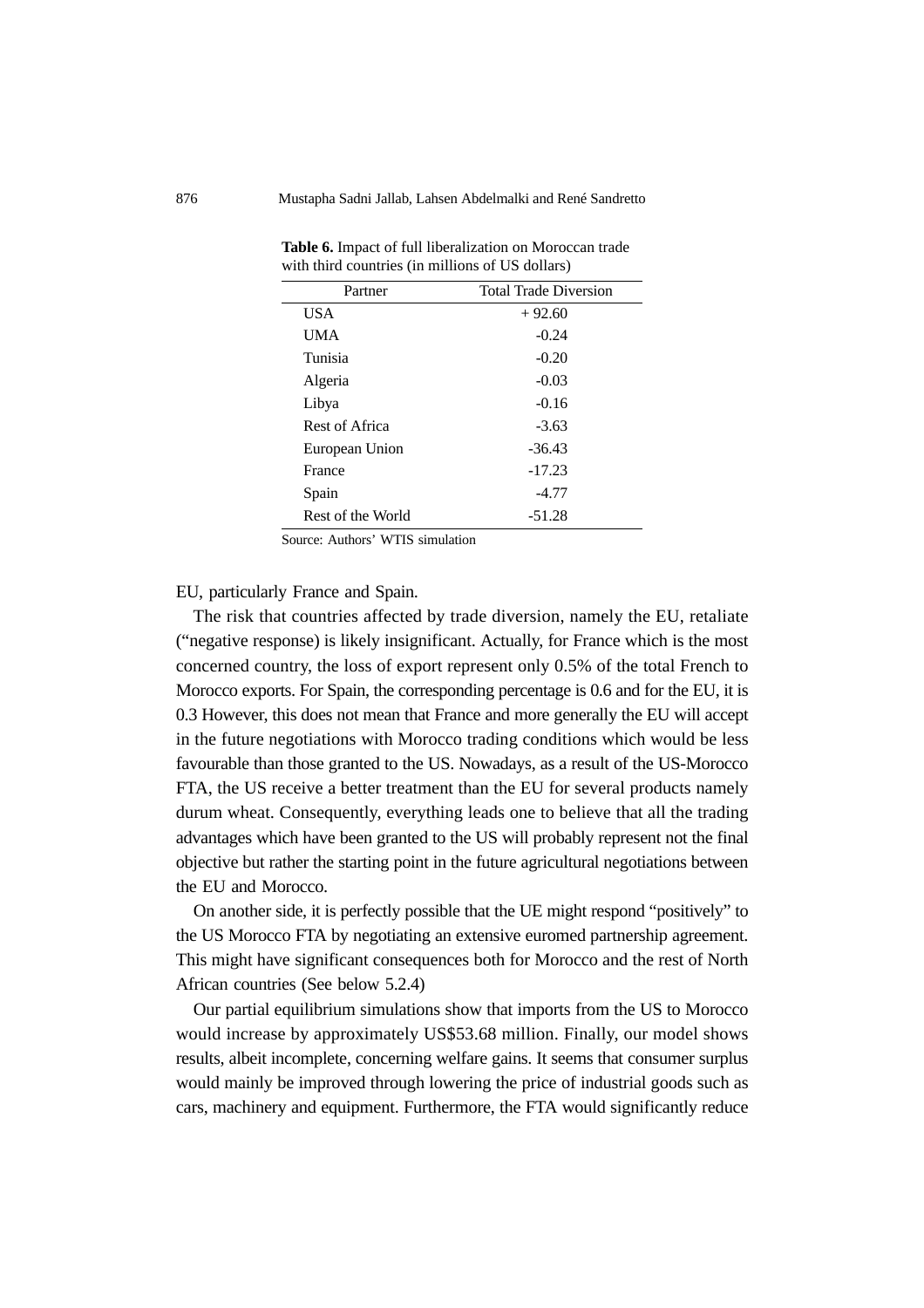**Table 6.** Impact of full liberalization on Moroccan trade with third countries (in millions of US dollars)

| Partner | Total Trade Diversion |
|---|---|
| USA | + 92.60 |
| UMA | -0.24 |
| Tunisia | -0.20 |
| Algeria | -0.03 |
| Libya | -0.16 |
| Rest of Africa | -3.63 |
| European Union | -36.43 |
| France | -17.23 |
| Spain | -4.77 |
| Rest of the World | -51.28 |

Source: Authors' WTIS simulation

EU, particularly France and Spain.

The risk that countries affected by trade diversion, namely the EU, retaliate ("negative response) is likely insignificant. Actually, for France which is the most concerned country, the loss of export represent only 0.5% of the total French to Morocco exports. For Spain, the corresponding percentage is 0.6 and for the EU, it is 0.3 However, this does not mean that France and more generally the EU will accept in the future negotiations with Morocco trading conditions which would be less favourable than those granted to the US. Nowadays, as a result of the US-Morocco FTA, the US receive a better treatment than the EU for several products namely durum wheat. Consequently, everything leads one to believe that all the trading advantages which have been granted to the US will probably represent not the final objective but rather the starting point in the future agricultural negotiations between the EU and Morocco.

On another side, it is perfectly possible that the UE might respond "positively" to the US Morocco FTA by negotiating an extensive euromed partnership agreement. This might have significant consequences both for Morocco and the rest of North African countries (See below 5.2.4)

Our partial equilibrium simulations show that imports from the US to Morocco would increase by approximately US$53.68 million. Finally, our model shows results, albeit incomplete, concerning welfare gains. It seems that consumer surplus would mainly be improved through lowering the price of industrial goods such as cars, machinery and equipment. Furthermore, the FTA would significantly reduce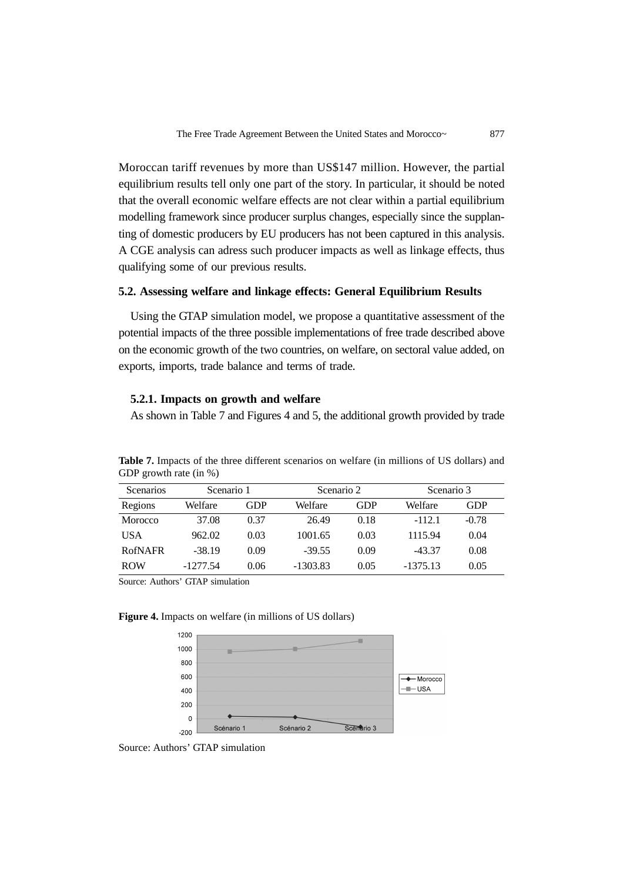Moroccan tariff revenues by more than US$147 million. However, the partial equilibrium results tell only one part of the story. In particular, it should be noted that the overall economic welfare effects are not clear within a partial equilibrium modelling framework since producer surplus changes, especially since the supplanting of domestic producers by EU producers has not been captured in this analysis. A CGE analysis can adress such producer impacts as well as linkage effects, thus qualifying some of our previous results.

### 5.2. Assessing welfare and linkage effects: General Equilibrium Results

Using the GTAP simulation model, we propose a quantitative assessment of the potential impacts of the three possible implementations of free trade described above on the economic growth of the two countries, on welfare, on sectoral value added, on exports, imports, trade balance and terms of trade.

#### 5.2.1. Impacts on growth and welfare

As shown in Table 7 and Figures 4 and 5, the additional growth provided by trade

**Table 7.** Impacts of the three different scenarios on welfare (in millions of US dollars) and GDP growth rate (in %)

| Scenarios | Scenario 1 | | Scenario 2 | | Scenario 3 | |
|---|---|---|---|---|---|---|
| Regions | Welfare | GDP | Welfare | GDP | Welfare | GDP |
| Morocco | 37.08 | 0.37 | 26.49 | 0.18 | -112.1 | -0.78 |
| USA | 962.02 | 0.03 | 1001.65 | 0.03 | 1115.94 | 0.04 |
| RofNAFR | -38.19 | 0.09 | -39.55 | 0.09 | -43.37 | 0.08 |
| ROW | -1277.54 | 0.06 | -1303.83 | 0.05 | -1375.13 | 0.05 |

Source: Authors' GTAP simulation

**Figure 4.** Impacts on welfare (in millions of US dollars)

Source: Authors' GTAP simulation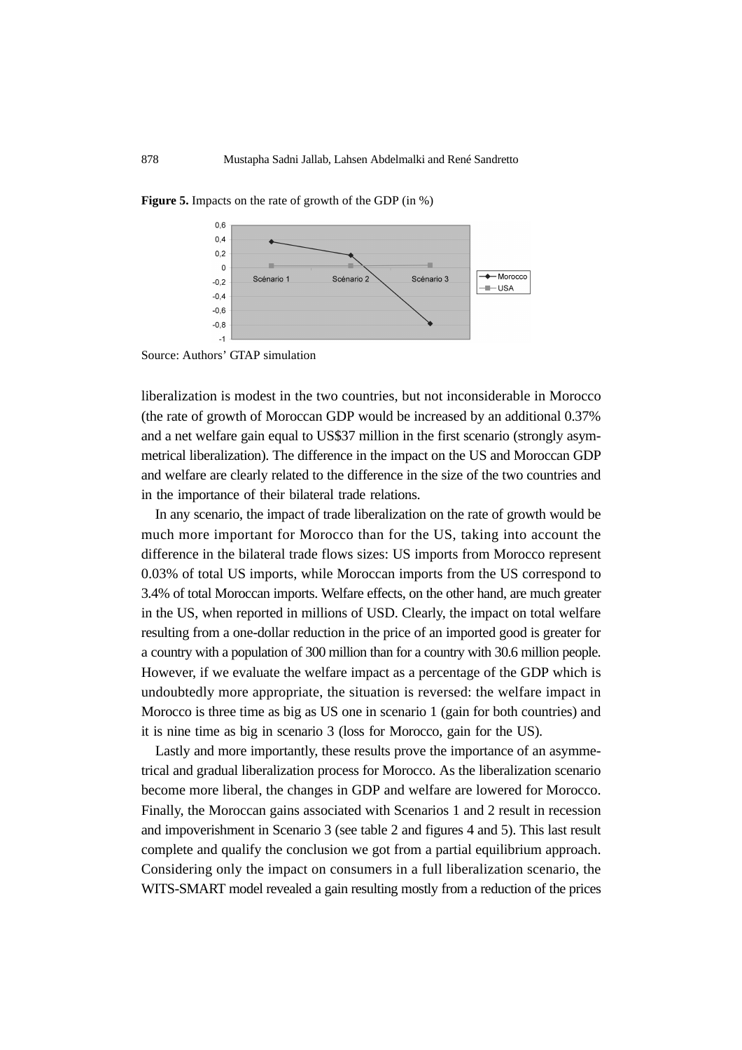**Figure 5.** Impacts on the rate of growth of the GDP (in %)

Source: Authors' GTAP simulation

liberalization is modest in the two countries, but not inconsiderable in Morocco (the rate of growth of Moroccan GDP would be increased by an additional 0.37% and a net welfare gain equal to US$37 million in the first scenario (strongly asymmetrical liberalization). The difference in the impact on the US and Moroccan GDP and welfare are clearly related to the difference in the size of the two countries and in the importance of their bilateral trade relations.

In any scenario, the impact of trade liberalization on the rate of growth would be much more important for Morocco than for the US, taking into account the difference in the bilateral trade flows sizes: US imports from Morocco represent 0.03% of total US imports, while Moroccan imports from the US correspond to 3.4% of total Moroccan imports. Welfare effects, on the other hand, are much greater in the US, when reported in millions of USD. Clearly, the impact on total welfare resulting from a one-dollar reduction in the price of an imported good is greater for a country with a population of 300 million than for a country with 30.6 million people. However, if we evaluate the welfare impact as a percentage of the GDP which is undoubtedly more appropriate, the situation is reversed: the welfare impact in Morocco is three time as big as US one in scenario 1 (gain for both countries) and it is nine time as big in scenario 3 (loss for Morocco, gain for the US).

Lastly and more importantly, these results prove the importance of an asymmetrical and gradual liberalization process for Morocco. As the liberalization scenario become more liberal, the changes in GDP and welfare are lowered for Morocco. Finally, the Moroccan gains associated with Scenarios 1 and 2 result in recession and impoverishment in Scenario 3 (see table 2 and figures 4 and 5). This last result complete and qualify the conclusion we got from a partial equilibrium approach. Considering only the impact on consumers in a full liberalization scenario, the WITS-SMART model revealed a gain resulting mostly from a reduction of the prices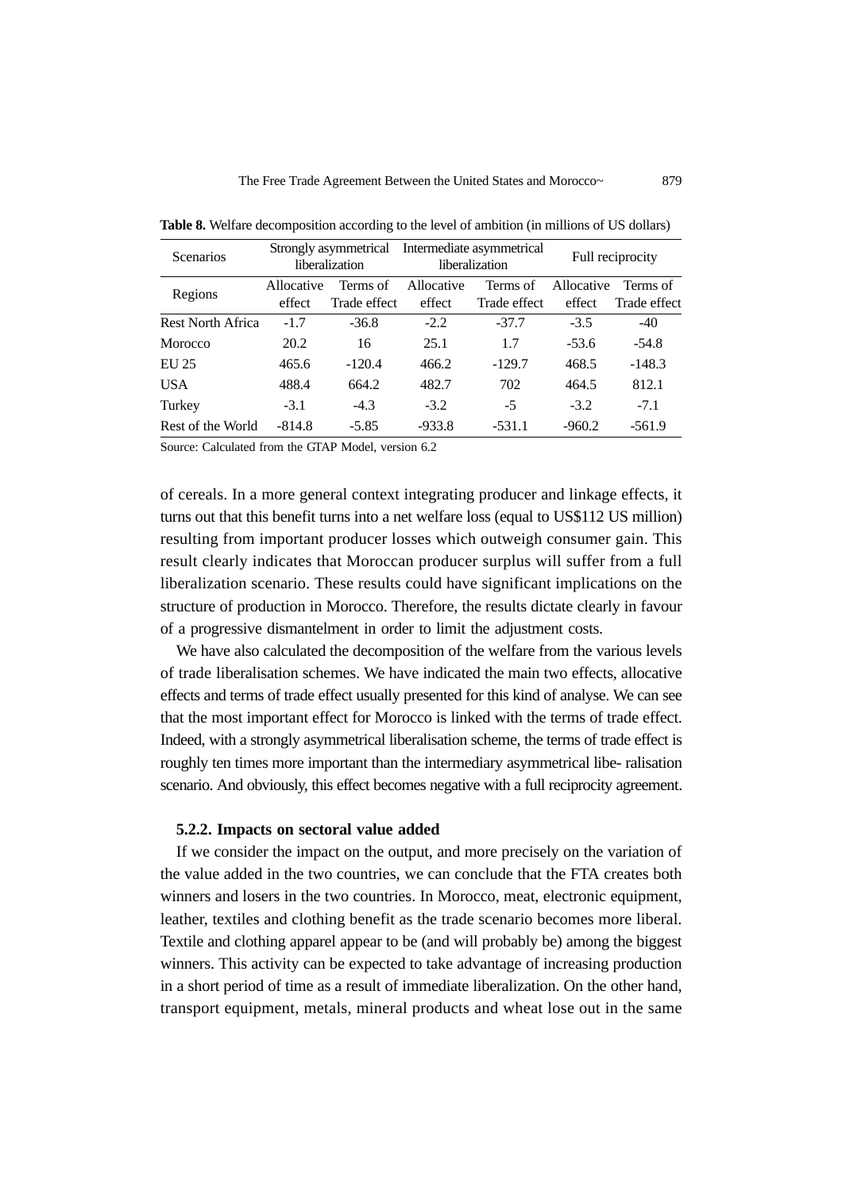**Table 8.** Welfare decomposition according to the level of ambition (in millions of US dollars)

| Scenarios | Strongly asymmetrical liberalization | | Intermediate asymmetrical liberalization | | Full reciprocity | |
|---|---|---|---|---|---|---|
| Regions | Allocative effect | Terms of Trade effect | Allocative effect | Terms of Trade effect | Allocative effect | Terms of Trade effect |
| Rest North Africa | -1.7 | -36.8 | -2.2 | -37.7 | -3.5 | -40 |
| Morocco | 20.2 | 16 | 25.1 | 1.7 | -53.6 | -54.8 |
| EU 25 | 465.6 | -120.4 | 466.2 | -129.7 | 468.5 | -148.3 |
| USA | 488.4 | 664.2 | 482.7 | 702 | 464.5 | 812.1 |
| Turkey | -3.1 | -4.3 | -3.2 | -5 | -3.2 | -7.1 |
| Rest of the World | -814.8 | -5.85 | -933.8 | -531.1 | -960.2 | -561.9 |

Source: Calculated from the GTAP Model, version 6.2

of cereals. In a more general context integrating producer and linkage effects, it turns out that this benefit turns into a net welfare loss (equal to US$112 US million) resulting from important producer losses which outweigh consumer gain. This result clearly indicates that Moroccan producer surplus will suffer from a full liberalization scenario. These results could have significant implications on the structure of production in Morocco. Therefore, the results dictate clearly in favour of a progressive dismantelment in order to limit the adjustment costs.

We have also calculated the decomposition of the welfare from the various levels of trade liberalisation schemes. We have indicated the main two effects, allocative effects and terms of trade effect usually presented for this kind of analyse. We can see that the most important effect for Morocco is linked with the terms of trade effect. Indeed, with a strongly asymmetrical liberalisation scheme, the terms of trade effect is roughly ten times more important than the intermediary asymmetrical libe- ralisation scenario. And obviously, this effect becomes negative with a full reciprocity agreement.

#### 5.2.2. Impacts on sectoral value added

If we consider the impact on the output, and more precisely on the variation of the value added in the two countries, we can conclude that the FTA creates both winners and losers in the two countries. In Morocco, meat, electronic equipment, leather, textiles and clothing benefit as the trade scenario becomes more liberal. Textile and clothing apparel appear to be (and will probably be) among the biggest winners. This activity can be expected to take advantage of increasing production in a short period of time as a result of immediate liberalization. On the other hand, transport equipment, metals, mineral products and wheat lose out in the same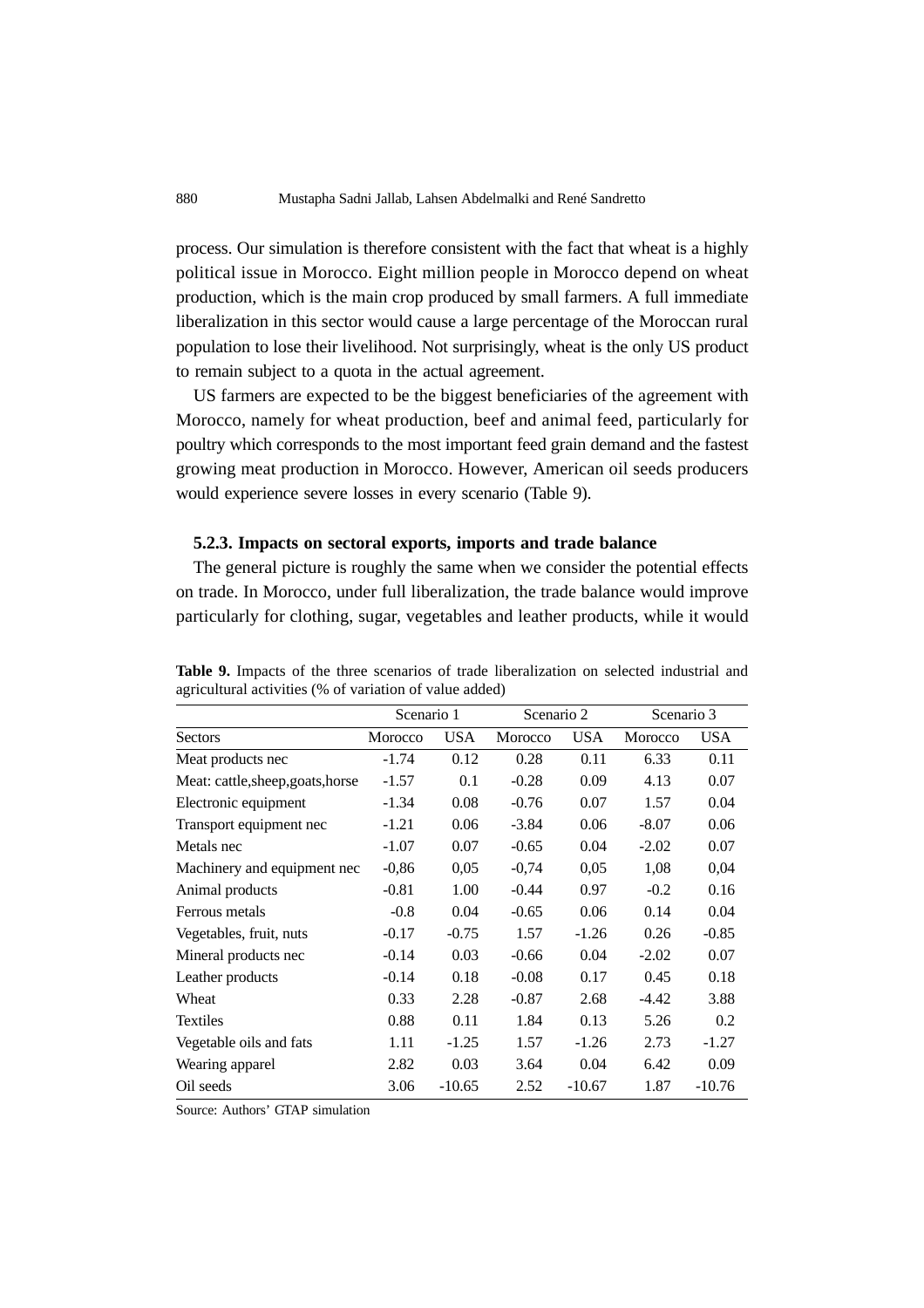process. Our simulation is therefore consistent with the fact that wheat is a highly political issue in Morocco. Eight million people in Morocco depend on wheat production, which is the main crop produced by small farmers. A full immediate liberalization in this sector would cause a large percentage of the Moroccan rural population to lose their livelihood. Not surprisingly, wheat is the only US product to remain subject to a quota in the actual agreement.

US farmers are expected to be the biggest beneficiaries of the agreement with Morocco, namely for wheat production, beef and animal feed, particularly for poultry which corresponds to the most important feed grain demand and the fastest growing meat production in Morocco. However, American oil seeds producers would experience severe losses in every scenario (Table 9).

### 5.2.3. Impacts on sectoral exports, imports and trade balance

The general picture is roughly the same when we consider the potential effects on trade. In Morocco, under full liberalization, the trade balance would improve particularly for clothing, sugar, vegetables and leather products, while it would

**Table 9.** Impacts of the three scenarios of trade liberalization on selected industrial and agricultural activities (% of variation of value added)

| | Scenario 1 | | Scenario 2 | | Scenario 3 | |
|---|---|---|---|---|---|---|
| Sectors | Morocco | USA | Morocco | USA | Morocco | USA |
| Meat products nec | -1.74 | 0.12 | 0.28 | 0.11 | 6.33 | 0.11 |
| Meat: cattle,sheep,goats,horse | -1.57 | 0.1 | -0.28 | 0.09 | 4.13 | 0.07 |
| Electronic equipment | -1.34 | 0.08 | -0.76 | 0.07 | 1.57 | 0.04 |
| Transport equipment nec | -1.21 | 0.06 | -3.84 | 0.06 | -8.07 | 0.06 |
| Metals nec | -1.07 | 0.07 | -0.65 | 0.04 | -2.02 | 0.07 |
| Machinery and equipment nec | -0,86 | 0,05 | -0,74 | 0,05 | 1,08 | 0,04 |
| Animal products | -0.81 | 1.00 | -0.44 | 0.97 | -0.2 | 0.16 |
| Ferrous metals | -0.8 | 0.04 | -0.65 | 0.06 | 0.14 | 0.04 |
| Vegetables, fruit, nuts | -0.17 | -0.75 | 1.57 | -1.26 | 0.26 | -0.85 |
| Mineral products nec | -0.14 | 0.03 | -0.66 | 0.04 | -2.02 | 0.07 |
| Leather products | -0.14 | 0.18 | -0.08 | 0.17 | 0.45 | 0.18 |
| Wheat | 0.33 | 2.28 | -0.87 | 2.68 | -4.42 | 3.88 |
| Textiles | 0.88 | 0.11 | 1.84 | 0.13 | 5.26 | 0.2 |
| Vegetable oils and fats | 1.11 | -1.25 | 1.57 | -1.26 | 2.73 | -1.27 |
| Wearing apparel | 2.82 | 0.03 | 3.64 | 0.04 | 6.42 | 0.09 |
| Oil seeds | 3.06 | -10.65 | 2.52 | -10.67 | 1.87 | -10.76 |

Source: Authors' GTAP simulation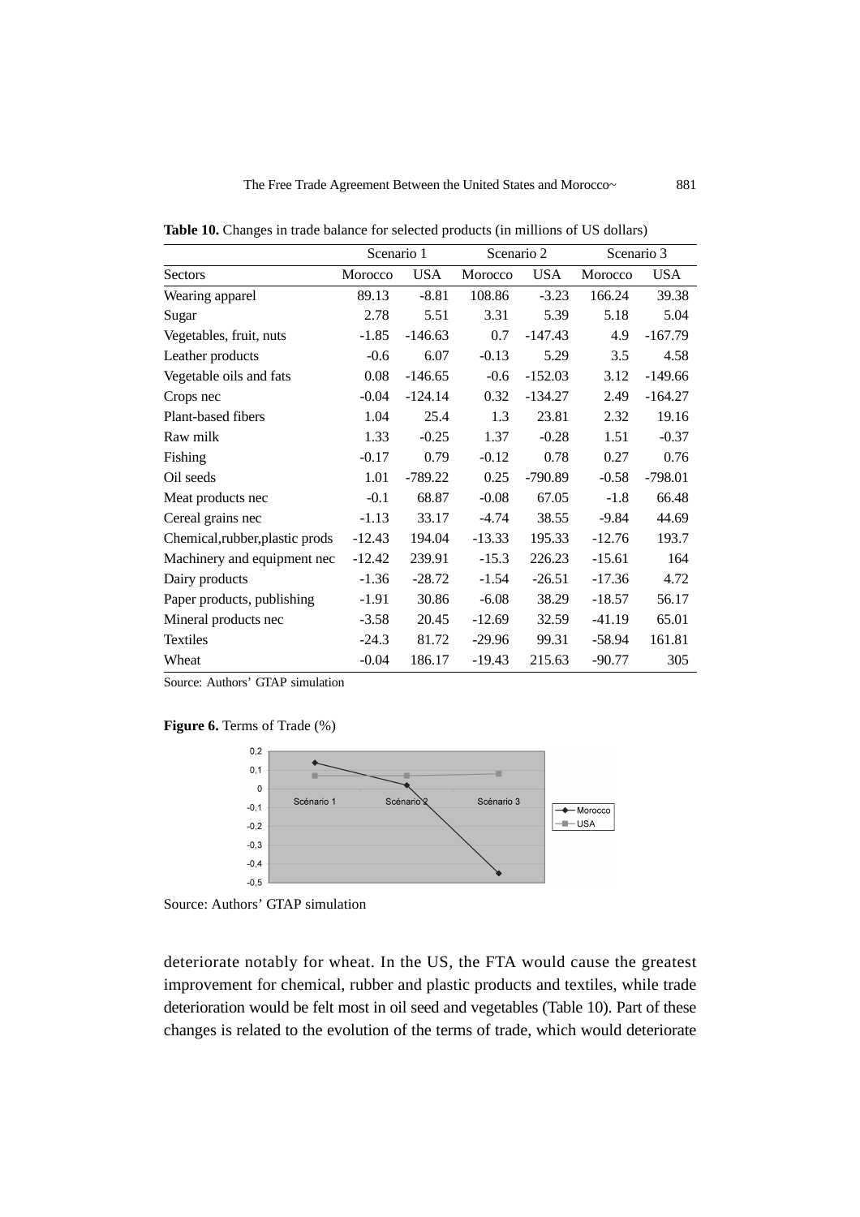**Table 10.** Changes in trade balance for selected products (in millions of US dollars)

| | Scenario 1 | | Scenario 2 | | Scenario 3 | |
|---|---|---|---|---|---|---|
| Sectors | Morocco | USA | Morocco | USA | Morocco | USA |
| Wearing apparel | 89.13 | -8.81 | 108.86 | -3.23 | 166.24 | 39.38 |
| Sugar | 2.78 | 5.51 | 3.31 | 5.39 | 5.18 | 5.04 |
| Vegetables, fruit, nuts | -1.85 | -146.63 | 0.7 | -147.43 | 4.9 | -167.79 |
| Leather products | -0.6 | 6.07 | -0.13 | 5.29 | 3.5 | 4.58 |
| Vegetable oils and fats | 0.08 | -146.65 | -0.6 | -152.03 | 3.12 | -149.66 |
| Crops nec | -0.04 | -124.14 | 0.32 | -134.27 | 2.49 | -164.27 |
| Plant-based fibers | 1.04 | 25.4 | 1.3 | 23.81 | 2.32 | 19.16 |
| Raw milk | 1.33 | -0.25 | 1.37 | -0.28 | 1.51 | -0.37 |
| Fishing | -0.17 | 0.79 | -0.12 | 0.78 | 0.27 | 0.76 |
| Oil seeds | 1.01 | -789.22 | 0.25 | -790.89 | -0.58 | -798.01 |
| Meat products nec | -0.1 | 68.87 | -0.08 | 67.05 | -1.8 | 66.48 |
| Cereal grains nec | -1.13 | 33.17 | -4.74 | 38.55 | -9.84 | 44.69 |
| Chemical,rubber,plastic prods | -12.43 | 194.04 | -13.33 | 195.33 | -12.76 | 193.7 |
| Machinery and equipment nec | -12.42 | 239.91 | -15.3 | 226.23 | -15.61 | 164 |
| Dairy products | -1.36 | -28.72 | -1.54 | -26.51 | -17.36 | 4.72 |
| Paper products, publishing | -1.91 | 30.86 | -6.08 | 38.29 | -18.57 | 56.17 |
| Mineral products nec | -3.58 | 20.45 | -12.69 | 32.59 | -41.19 | 65.01 |
| Textiles | -24.3 | 81.72 | -29.96 | 99.31 | -58.94 | 161.81 |
| Wheat | -0.04 | 186.17 | -19.43 | 215.63 | -90.77 | 305 |

Source: Authors' GTAP simulation

**Figure 6.** Terms of Trade (%)

Source: Authors' GTAP simulation

deteriorate notably for wheat. In the US, the FTA would cause the greatest improvement for chemical, rubber and plastic products and textiles, while trade deterioration would be felt most in oil seed and vegetables (Table 10). Part of these changes is related to the evolution of the terms of trade, which would deteriorate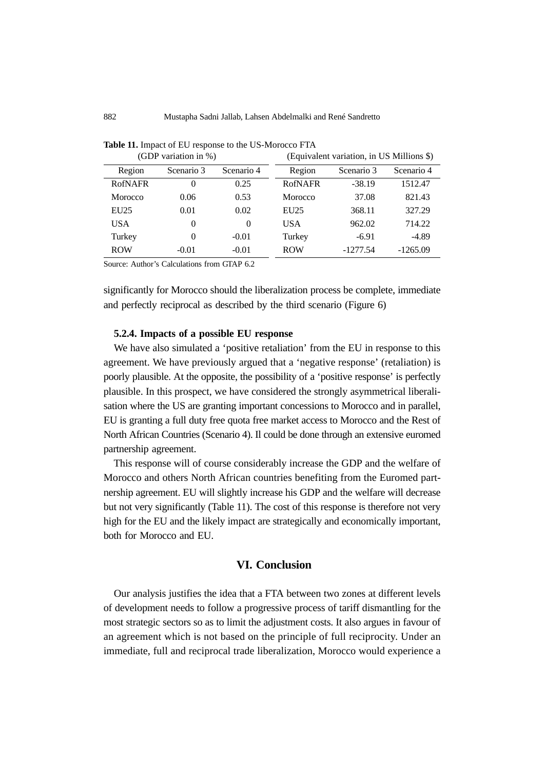**Table 11.** Impact of EU response to the US-Morocco FTA

| (GDP variation in %) | | | (Equivalent variation, in US Millions $) | | |
|---|---|---|---|---|---|
| Region | Scenario 3 | Scenario 4 | Region | Scenario 3 | Scenario 4 |
| RofNAFR | 0 | 0.25 | RofNAFR | -38.19 | 1512.47 |
| Morocco | 0.06 | 0.53 | Morocco | 37.08 | 821.43 |
| EU25 | 0.01 | 0.02 | EU25 | 368.11 | 327.29 |
| USA | 0 | 0 | USA | 962.02 | 714.22 |
| Turkey | 0 | -0.01 | Turkey | -6.91 | -4.89 |
| ROW | -0.01 | -0.01 | ROW | -1277.54 | -1265.09 |

Source: Author's Calculations from GTAP 6.2

significantly for Morocco should the liberalization process be complete, immediate and perfectly reciprocal as described by the third scenario (Figure 6)

#### 5.2.4. Impacts of a possible EU response

We have also simulated a 'positive retaliation' from the EU in response to this agreement. We have previously argued that a 'negative response' (retaliation) is poorly plausible. At the opposite, the possibility of a 'positive response' is perfectly plausible. In this prospect, we have considered the strongly asymmetrical liberalisation where the US are granting important concessions to Morocco and in parallel, EU is granting a full duty free quota free market access to Morocco and the Rest of North African Countries (Scenario 4). Il could be done through an extensive euromed partnership agreement.

This response will of course considerably increase the GDP and the welfare of Morocco and others North African countries benefiting from the Euromed partnership agreement. EU will slightly increase his GDP and the welfare will decrease but not very significantly (Table 11). The cost of this response is therefore not very high for the EU and the likely impact are strategically and economically important, both for Morocco and EU.

## VI. Conclusion

Our analysis justifies the idea that a FTA between two zones at different levels of development needs to follow a progressive process of tariff dismantling for the most strategic sectors so as to limit the adjustment costs. It also argues in favour of an agreement which is not based on the principle of full reciprocity. Under an immediate, full and reciprocal trade liberalization, Morocco would experience a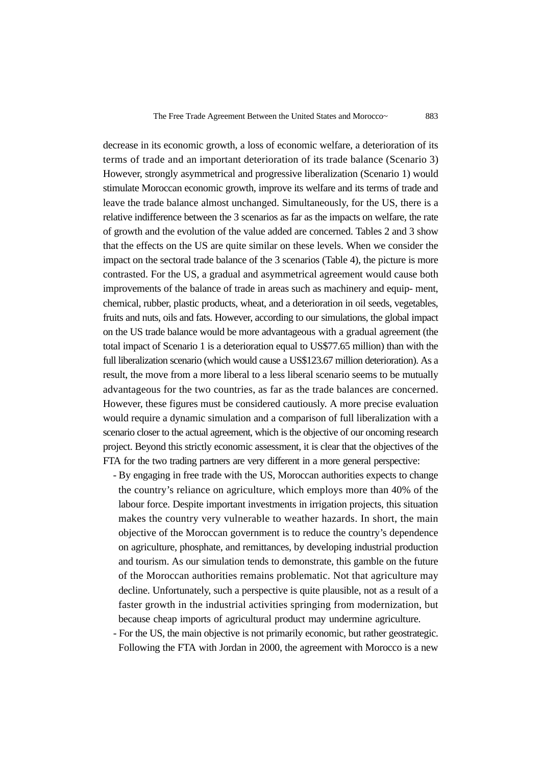decrease in its economic growth, a loss of economic welfare, a deterioration of its terms of trade and an important deterioration of its trade balance (Scenario 3) However, strongly asymmetrical and progressive liberalization (Scenario 1) would stimulate Moroccan economic growth, improve its welfare and its terms of trade and leave the trade balance almost unchanged. Simultaneously, for the US, there is a relative indifference between the 3 scenarios as far as the impacts on welfare, the rate of growth and the evolution of the value added are concerned. Tables 2 and 3 show that the effects on the US are quite similar on these levels. When we consider the impact on the sectoral trade balance of the 3 scenarios (Table 4), the picture is more contrasted. For the US, a gradual and asymmetrical agreement would cause both improvements of the balance of trade in areas such as machinery and equip- ment, chemical, rubber, plastic products, wheat, and a deterioration in oil seeds, vegetables, fruits and nuts, oils and fats. However, according to our simulations, the global impact on the US trade balance would be more advantageous with a gradual agreement (the total impact of Scenario 1 is a deterioration equal to US$77.65 million) than with the full liberalization scenario (which would cause a US$123.67 million deterioration). As a result, the move from a more liberal to a less liberal scenario seems to be mutually advantageous for the two countries, as far as the trade balances are concerned. However, these figures must be considered cautiously. A more precise evaluation would require a dynamic simulation and a comparison of full liberalization with a scenario closer to the actual agreement, which is the objective of our oncoming research project. Beyond this strictly economic assessment, it is clear that the objectives of the FTA for the two trading partners are very different in a more general perspective:

- By engaging in free trade with the US, Moroccan authorities expects to change the country's reliance on agriculture, which employs more than 40% of the labour force. Despite important investments in irrigation projects, this situation makes the country very vulnerable to weather hazards. In short, the main objective of the Moroccan government is to reduce the country's dependence on agriculture, phosphate, and remittances, by developing industrial production and tourism. As our simulation tends to demonstrate, this gamble on the future of the Moroccan authorities remains problematic. Not that agriculture may decline. Unfortunately, such a perspective is quite plausible, not as a result of a faster growth in the industrial activities springing from modernization, but because cheap imports of agricultural product may undermine agriculture.
- For the US, the main objective is not primarily economic, but rather geostrategic. Following the FTA with Jordan in 2000, the agreement with Morocco is a new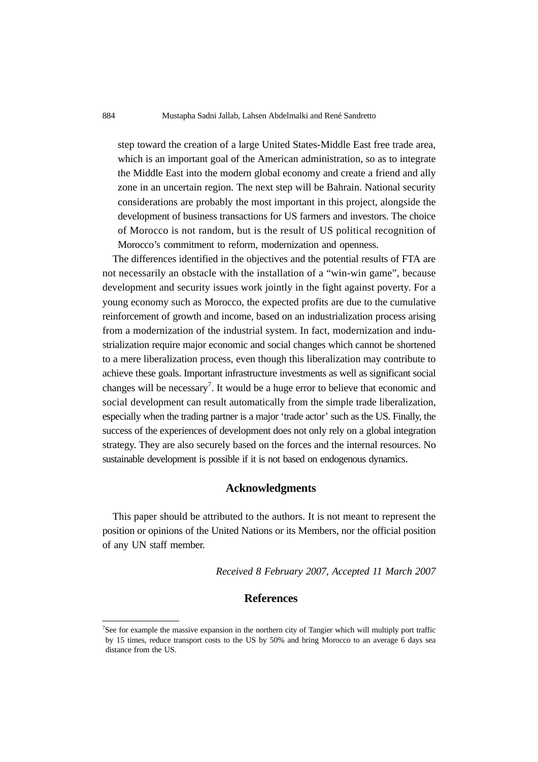step toward the creation of a large United States-Middle East free trade area, which is an important goal of the American administration, so as to integrate the Middle East into the modern global economy and create a friend and ally zone in an uncertain region. The next step will be Bahrain. National security considerations are probably the most important in this project, alongside the development of business transactions for US farmers and investors. The choice of Morocco is not random, but is the result of US political recognition of Morocco's commitment to reform, modernization and openness.

The differences identified in the objectives and the potential results of FTA are not necessarily an obstacle with the installation of a "win-win game", because development and security issues work jointly in the fight against poverty. For a young economy such as Morocco, the expected profits are due to the cumulative reinforcement of growth and income, based on an industrialization process arising from a modernization of the industrial system. In fact, modernization and industrialization require major economic and social changes which cannot be shortened to a mere liberalization process, even though this liberalization may contribute to achieve these goals. Important infrastructure investments as well as significant social changes will be necessary[7]. It would be a huge error to believe that economic and social development can result automatically from the simple trade liberalization, especially when the trading partner is a major 'trade actor' such as the US. Finally, the success of the experiences of development does not only rely on a global integration strategy. They are also securely based on the forces and the internal resources. No sustainable development is possible if it is not based on endogenous dynamics.

## Acknowledgments

This paper should be attributed to the authors. It is not meant to represent the position or opinions of the United Nations or its Members, nor the official position of any UN staff member.

*Received 8 February 2007, Accepted 11 March 2007*

## References

[7]See for example the massive expansion in the northern city of Tangier which will multiply port traffic by 15 times, reduce transport costs to the US by 50% and bring Morocco to an average 6 days sea distance from the US.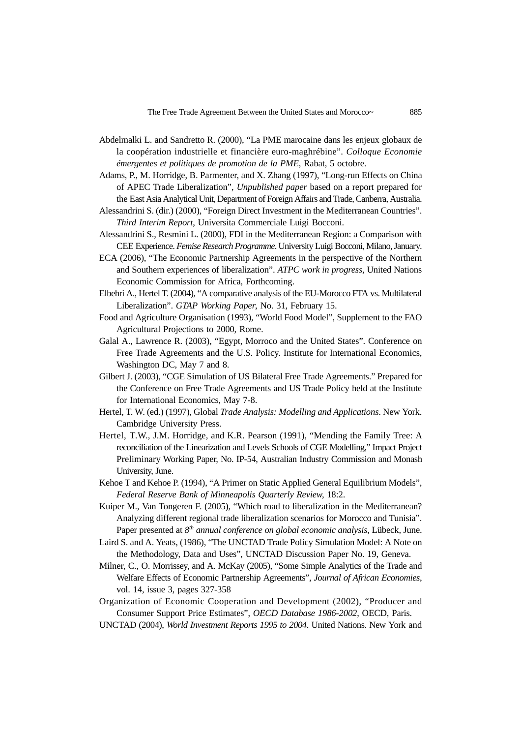Abdelmalki L. and Sandretto R. (2000), "La PME marocaine dans les enjeux globaux de la coopération industrielle et financière euro-maghrébine". *Colloque Economie émergentes et politiques de promotion de la PME*, Rabat, 5 octobre.

Adams, P., M. Horridge, B. Parmenter, and X. Zhang (1997), "Long-run Effects on China of APEC Trade Liberalization", *Unpublished paper* based on a report prepared for the East Asia Analytical Unit, Department of Foreign Affairs and Trade, Canberra, Australia.

Alessandrini S. (dir.) (2000), "Foreign Direct Investment in the Mediterranean Countries". *Third Interim Report*, Universita Commerciale Luigi Bocconi.

Alessandrini S., Resmini L. (2000), FDI in the Mediterranean Region: a Comparison with CEE Experience. *Femise Research Programme*. University Luigi Bocconi, Milano, January.

ECA (2006), "The Economic Partnership Agreements in the perspective of the Northern and Southern experiences of liberalization". *ATPC work in progress*, United Nations Economic Commission for Africa, Forthcoming.

Elbehri A., Hertel T. (2004), "A comparative analysis of the EU-Morocco FTA vs. Multilateral Liberalization". *GTAP Working Paper*, No. 31, February 15.

Food and Agriculture Organisation (1993), "World Food Model", Supplement to the FAO Agricultural Projections to 2000, Rome.

Galal A., Lawrence R. (2003), "Egypt, Morroco and the United States". Conference on Free Trade Agreements and the U.S. Policy. Institute for International Economics, Washington DC, May 7 and 8.

Gilbert J. (2003), "CGE Simulation of US Bilateral Free Trade Agreements." Prepared for the Conference on Free Trade Agreements and US Trade Policy held at the Institute for International Economics, May 7-8.

Hertel, T. W. (ed.) (1997), Global *Trade Analysis: Modelling and Applications*. New York. Cambridge University Press.

Hertel, T.W., J.M. Horridge, and K.R. Pearson (1991), "Mending the Family Tree: A reconciliation of the Linearization and Levels Schools of CGE Modelling," Impact Project Preliminary Working Paper, No. IP-54, Australian Industry Commission and Monash University, June.

Kehoe T and Kehoe P. (1994), "A Primer on Static Applied General Equilibrium Models", *Federal Reserve Bank of Minneapolis Quarterly Review*, 18:2.

Kuiper M., Van Tongeren F. (2005), "Which road to liberalization in the Mediterranean? Analyzing different regional trade liberalization scenarios for Morocco and Tunisia". Paper presented at *8th annual conference on global economic analysis*, Lübeck, June.

Laird S. and A. Yeats, (1986), "The UNCTAD Trade Policy Simulation Model: A Note on the Methodology, Data and Uses", UNCTAD Discussion Paper No. 19, Geneva.

Milner, C., O. Morrissey, and A. McKay (2005), "Some Simple Analytics of the Trade and Welfare Effects of Economic Partnership Agreements", *Journal of African Economies*, vol. 14, issue 3, pages 327-358

Organization of Economic Cooperation and Development (2002), "Producer and Consumer Support Price Estimates", *OECD Database 1986-2002*, OECD, Paris.

UNCTAD (2004), *World Investment Reports 1995 to 2004*. United Nations. New York and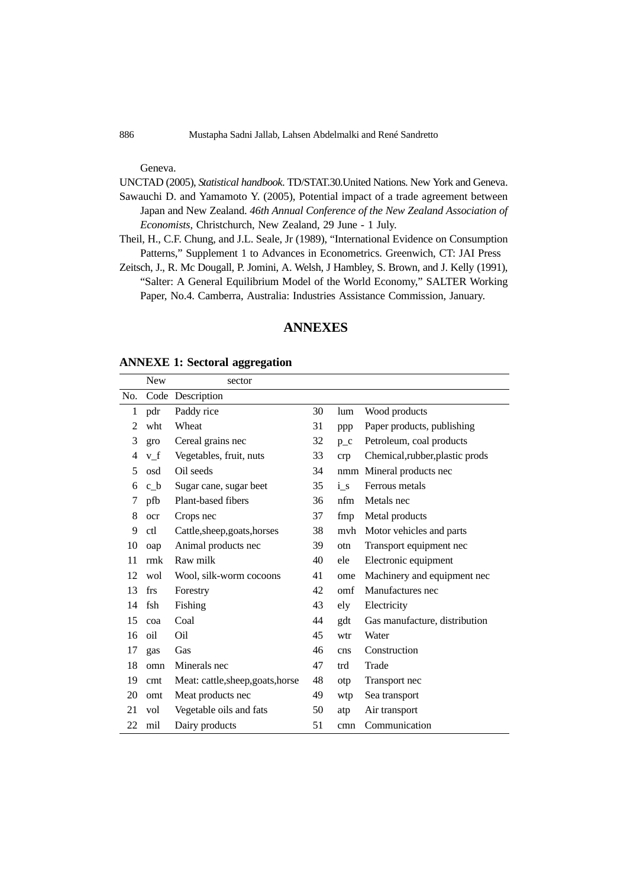Geneva.

UNCTAD (2005), *Statistical handbook*. TD/STAT.30.United Nations. New York and Geneva.

Sawauchi D. and Yamamoto Y. (2005), Potential impact of a trade agreement between Japan and New Zealand. *46th Annual Conference of the New Zealand Association of Economists*, Christchurch, New Zealand, 29 June - 1 July.

Theil, H., C.F. Chung, and J.L. Seale, Jr (1989), "International Evidence on Consumption Patterns," Supplement 1 to Advances in Econometrics. Greenwich, CT: JAI Press

Zeitsch, J., R. Mc Dougall, P. Jomini, A. Welsh, J Hambley, S. Brown, and J. Kelly (1991), "Salter: A General Equilibrium Model of the World Economy," SALTER Working Paper, No.4. Camberra, Australia: Industries Assistance Commission, January.

# ANNEXES

**ANNEXE 1: Sectoral aggregation**

| No. | New Code | sector Description | No. | New Code | sector Description |
|---|---|---|---|---|---|
| 1 | pdr | Paddy rice | 30 | lum | Wood products |
| 2 | wht | Wheat | 31 | ppp | Paper products, publishing |
| 3 | gro | Cereal grains nec | 32 | p_c | Petroleum, coal products |
| 4 | v_f | Vegetables, fruit, nuts | 33 | crp | Chemical,rubber,plastic prods |
| 5 | osd | Oil seeds | 34 | nmm | Mineral products nec |
| 6 | c_b | Sugar cane, sugar beet | 35 | i_s | Ferrous metals |
| 7 | pfb | Plant-based fibers | 36 | nfm | Metals nec |
| 8 | ocr | Crops nec | 37 | fmp | Metal products |
| 9 | ctl | Cattle,sheep,goats,horses | 38 | mvh | Motor vehicles and parts |
| 10 | oap | Animal products nec | 39 | otn | Transport equipment nec |
| 11 | rmk | Raw milk | 40 | ele | Electronic equipment |
| 12 | wol | Wool, silk-worm cocoons | 41 | ome | Machinery and equipment nec |
| 13 | frs | Forestry | 42 | omf | Manufactures nec |
| 14 | fsh | Fishing | 43 | ely | Electricity |
| 15 | coa | Coal | 44 | gdt | Gas manufacture, distribution |
| 16 | oil | Oil | 45 | wtr | Water |
| 17 | gas | Gas | 46 | cns | Construction |
| 18 | omn | Minerals nec | 47 | trd | Trade |
| 19 | cmt | Meat: cattle,sheep,goats,horse | 48 | otp | Transport nec |
| 20 | omt | Meat products nec | 49 | wtp | Sea transport |
| 21 | vol | Vegetable oils and fats | 50 | atp | Air transport |
| 22 | mil | Dairy products | 51 | cmn | Communication |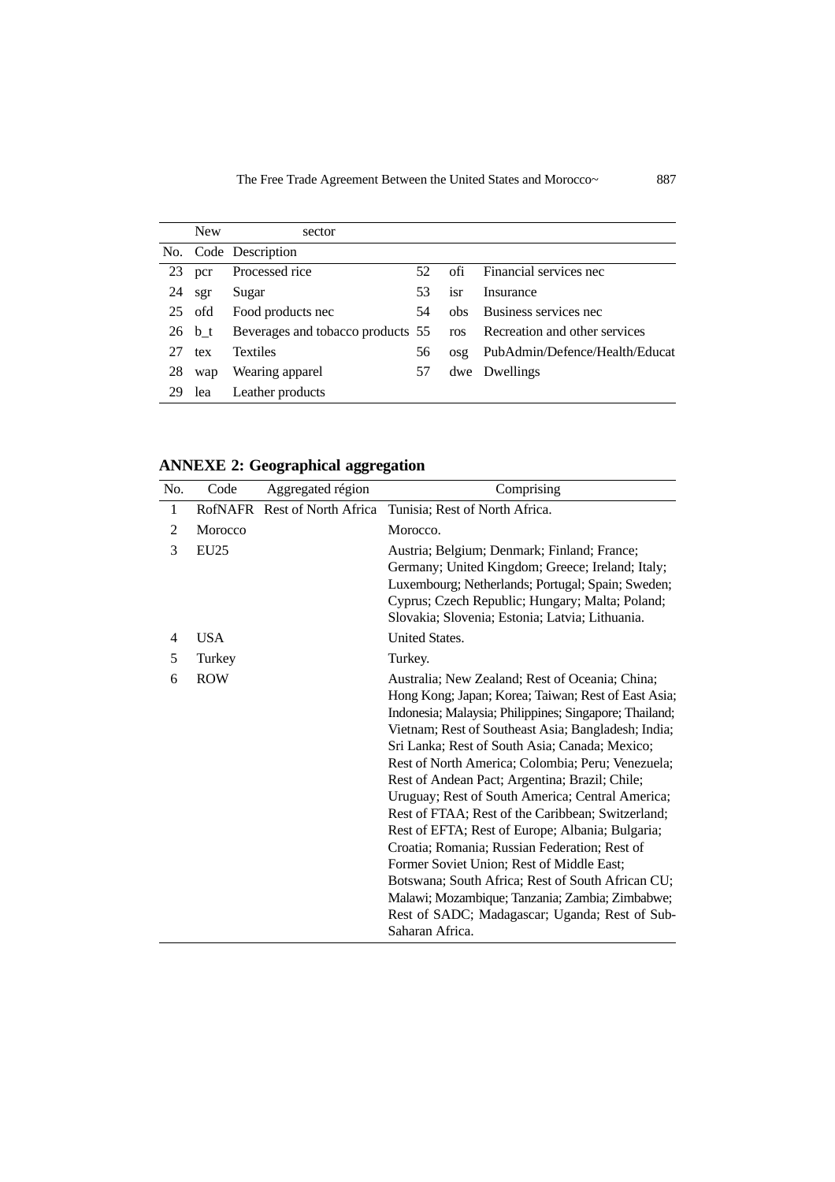| No. | New Code | sector Description | | | |
|---|---|---|---|---|---|
| 23 | pcr | Processed rice | 52 | ofi | Financial services nec |
| 24 | sgr | Sugar | 53 | isr | Insurance |
| 25 | ofd | Food products nec | 54 | obs | Business services nec |
| 26 | b_t | Beverages and tobacco products | 55 | ros | Recreation and other services |
| 27 | tex | Textiles | 56 | osg | PubAdmin/Defence/Health/Educat |
| 28 | wap | Wearing apparel | 57 | dwe | Dwellings |
| 29 | lea | Leather products | | | |

## ANNEXE 2: Geographical aggregation

| No. | Code | Aggregated région | Comprising |
|---|---|---|---|
| 1 | RofNAFR | Rest of North Africa | Tunisia; Rest of North Africa. |
| 2 | Morocco | | Morocco. |
| 3 | EU25 | | Austria; Belgium; Denmark; Finland; France; Germany; United Kingdom; Greece; Ireland; Italy; Luxembourg; Netherlands; Portugal; Spain; Sweden; Cyprus; Czech Republic; Hungary; Malta; Poland; Slovakia; Slovenia; Estonia; Latvia; Lithuania. |
| 4 | USA | | United States. |
| 5 | Turkey | | Turkey. |
| 6 | ROW | | Australia; New Zealand; Rest of Oceania; China; Hong Kong; Japan; Korea; Taiwan; Rest of East Asia; Indonesia; Malaysia; Philippines; Singapore; Thailand; Vietnam; Rest of Southeast Asia; Bangladesh; India; Sri Lanka; Rest of South Asia; Canada; Mexico; Rest of North America; Colombia; Peru; Venezuela; Rest of Andean Pact; Argentina; Brazil; Chile; Uruguay; Rest of South America; Central America; Rest of FTAA; Rest of the Caribbean; Switzerland; Rest of EFTA; Rest of Europe; Albania; Bulgaria; Croatia; Romania; Russian Federation; Rest of Former Soviet Union; Rest of Middle East; Botswana; South Africa; Rest of South African CU; Malawi; Mozambique; Tanzania; Zambia; Zimbabwe; Rest of SADC; Madagascar; Uganda; Rest of Sub-Saharan Africa. |